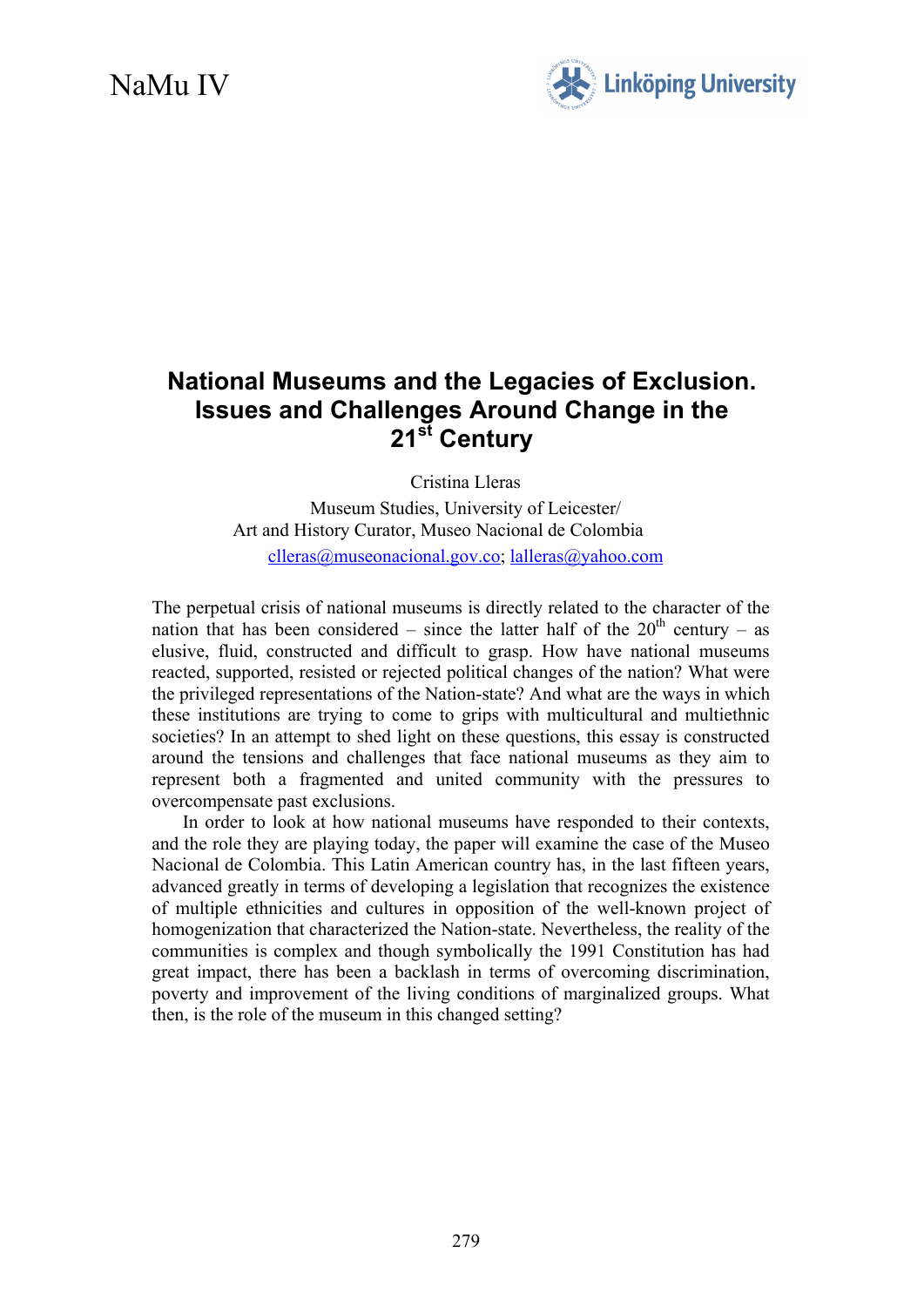# National Museums and the Legacies of Exclusion. Issues and Challenges Around Change in the 21st Century

Cristina Lleras

Museum Studies, University of Leicester/
Art and History Curator, Museo Nacional de Colombia

clleras@museonacional.gov.co; lalleras@yahoo.com

The perpetual crisis of national museums is directly related to the character of the nation that has been considered – since the latter half of the 20th century – as elusive, fluid, constructed and difficult to grasp. How have national museums reacted, supported, resisted or rejected political changes of the nation? What were the privileged representations of the Nation-state? And what are the ways in which these institutions are trying to come to grips with multicultural and multiethnic societies? In an attempt to shed light on these questions, this essay is constructed around the tensions and challenges that face national museums as they aim to represent both a fragmented and united community with the pressures to overcompensate past exclusions.

In order to look at how national museums have responded to their contexts, and the role they are playing today, the paper will examine the case of the Museo Nacional de Colombia. This Latin American country has, in the last fifteen years, advanced greatly in terms of developing a legislation that recognizes the existence of multiple ethnicities and cultures in opposition of the well-known project of homogenization that characterized the Nation-state. Nevertheless, the reality of the communities is complex and though symbolically the 1991 Constitution has had great impact, there has been a backlash in terms of overcoming discrimination, poverty and improvement of the living conditions of marginalized groups. What then, is the role of the museum in this changed setting?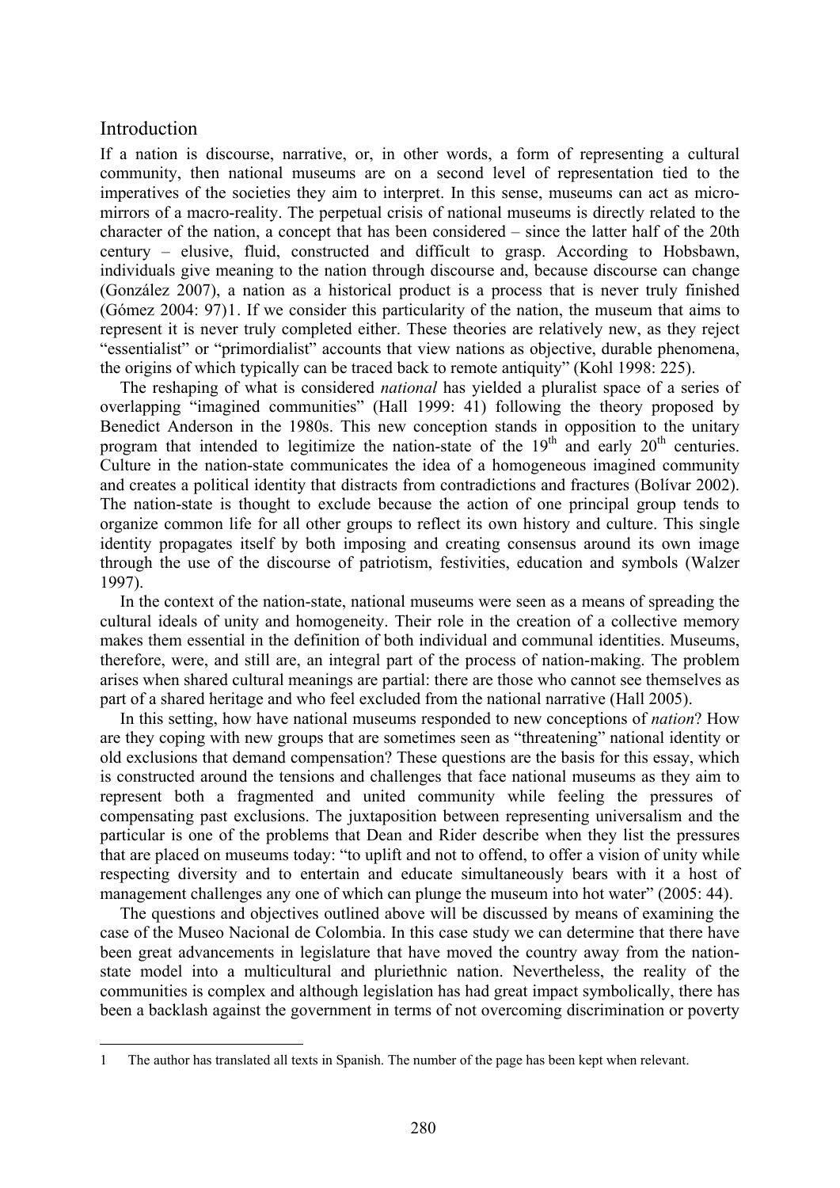## Introduction

If a nation is discourse, narrative, or, in other words, a form of representing a cultural community, then national museums are on a second level of representation tied to the imperatives of the societies they aim to interpret. In this sense, museums can act as micro-mirrors of a macro-reality. The perpetual crisis of national museums is directly related to the character of the nation, a concept that has been considered – since the latter half of the 20th century – elusive, fluid, constructed and difficult to grasp. According to Hobsbawn, individuals give meaning to the nation through discourse and, because discourse can change (González 2007), a nation as a historical product is a process that is never truly finished (Gómez 2004: 97)[1]. If we consider this particularity of the nation, the museum that aims to represent it is never truly completed either. These theories are relatively new, as they reject "essentialist" or "primordialist" accounts that view nations as objective, durable phenomena, the origins of which typically can be traced back to remote antiquity" (Kohl 1998: 225).

The reshaping of what is considered *national* has yielded a pluralist space of a series of overlapping "imagined communities" (Hall 1999: 41) following the theory proposed by Benedict Anderson in the 1980s. This new conception stands in opposition to the unitary program that intended to legitimize the nation-state of the 19th and early 20th centuries. Culture in the nation-state communicates the idea of a homogeneous imagined community and creates a political identity that distracts from contradictions and fractures (Bolívar 2002). The nation-state is thought to exclude because the action of one principal group tends to organize common life for all other groups to reflect its own history and culture. This single identity propagates itself by both imposing and creating consensus around its own image through the use of the discourse of patriotism, festivities, education and symbols (Walzer 1997).

In the context of the nation-state, national museums were seen as a means of spreading the cultural ideals of unity and homogeneity. Their role in the creation of a collective memory makes them essential in the definition of both individual and communal identities. Museums, therefore, were, and still are, an integral part of the process of nation-making. The problem arises when shared cultural meanings are partial: there are those who cannot see themselves as part of a shared heritage and who feel excluded from the national narrative (Hall 2005).

In this setting, how have national museums responded to new conceptions of *nation*? How are they coping with new groups that are sometimes seen as "threatening" national identity or old exclusions that demand compensation? These questions are the basis for this essay, which is constructed around the tensions and challenges that face national museums as they aim to represent both a fragmented and united community while feeling the pressures of compensating past exclusions. The juxtaposition between representing universalism and the particular is one of the problems that Dean and Rider describe when they list the pressures that are placed on museums today: "to uplift and not to offend, to offer a vision of unity while respecting diversity and to entertain and educate simultaneously bears with it a host of management challenges any one of which can plunge the museum into hot water" (2005: 44).

The questions and objectives outlined above will be discussed by means of examining the case of the Museo Nacional de Colombia. In this case study we can determine that there have been great advancements in legislature that have moved the country away from the nation-state model into a multicultural and pluriethnic nation. Nevertheless, the reality of the communities is complex and although legislation has had great impact symbolically, there has been a backlash against the government in terms of not overcoming discrimination or poverty

[1] The author has translated all texts in Spanish. The number of the page has been kept when relevant.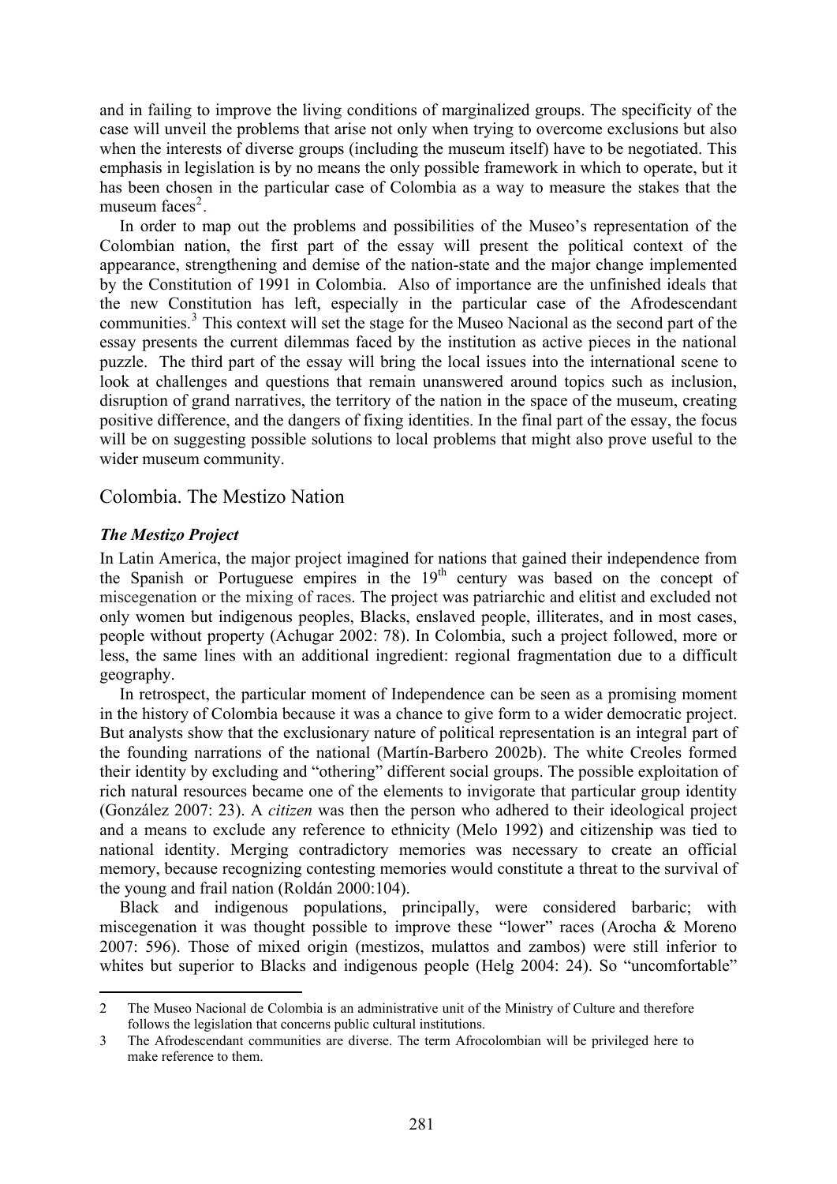and in failing to improve the living conditions of marginalized groups. The specificity of the case will unveil the problems that arise not only when trying to overcome exclusions but also when the interests of diverse groups (including the museum itself) have to be negotiated. This emphasis in legislation is by no means the only possible framework in which to operate, but it has been chosen in the particular case of Colombia as a way to measure the stakes that the museum faces[2].

In order to map out the problems and possibilities of the Museo's representation of the Colombian nation, the first part of the essay will present the political context of the appearance, strengthening and demise of the nation-state and the major change implemented by the Constitution of 1991 in Colombia. Also of importance are the unfinished ideals that the new Constitution has left, especially in the particular case of the Afrodescendant communities.[3] This context will set the stage for the Museo Nacional as the second part of the essay presents the current dilemmas faced by the institution as active pieces in the national puzzle. The third part of the essay will bring the local issues into the international scene to look at challenges and questions that remain unanswered around topics such as inclusion, disruption of grand narratives, the territory of the nation in the space of the museum, creating positive difference, and the dangers of fixing identities. In the final part of the essay, the focus will be on suggesting possible solutions to local problems that might also prove useful to the wider museum community.

## Colombia. The Mestizo Nation

### *The Mestizo Project*

In Latin America, the major project imagined for nations that gained their independence from the Spanish or Portuguese empires in the 19th century was based on the concept of miscegenation or the mixing of races. The project was patriarchic and elitist and excluded not only women but indigenous peoples, Blacks, enslaved people, illiterates, and in most cases, people without property (Achugar 2002: 78). In Colombia, such a project followed, more or less, the same lines with an additional ingredient: regional fragmentation due to a difficult geography.

In retrospect, the particular moment of Independence can be seen as a promising moment in the history of Colombia because it was a chance to give form to a wider democratic project. But analysts show that the exclusionary nature of political representation is an integral part of the founding narrations of the national (Martín-Barbero 2002b). The white Creoles formed their identity by excluding and "othering" different social groups. The possible exploitation of rich natural resources became one of the elements to invigorate that particular group identity (González 2007: 23). A *citizen* was then the person who adhered to their ideological project and a means to exclude any reference to ethnicity (Melo 1992) and citizenship was tied to national identity. Merging contradictory memories was necessary to create an official memory, because recognizing contesting memories would constitute a threat to the survival of the young and frail nation (Roldán 2000:104).

Black and indigenous populations, principally, were considered barbaric; with miscegenation it was thought possible to improve these "lower" races (Arocha & Moreno 2007: 596). Those of mixed origin (mestizos, mulattos and zambos) were still inferior to whites but superior to Blacks and indigenous people (Helg 2004: 24). So "uncomfortable"

---

2 The Museo Nacional de Colombia is an administrative unit of the Ministry of Culture and therefore follows the legislation that concerns public cultural institutions.

3 The Afrodescendant communities are diverse. The term Afrocolombian will be privileged here to make reference to them.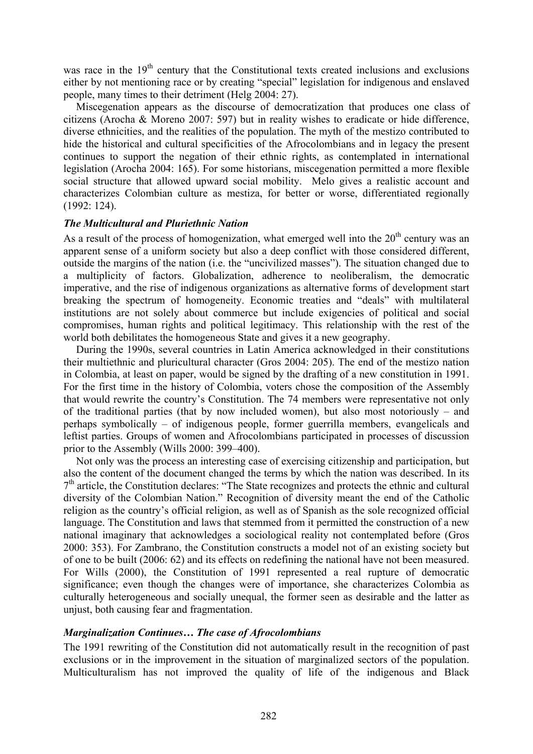was race in the 19th century that the Constitutional texts created inclusions and exclusions either by not mentioning race or by creating "special" legislation for indigenous and enslaved people, many times to their detriment (Helg 2004: 27).

Miscegenation appears as the discourse of democratization that produces one class of citizens (Arocha & Moreno 2007: 597) but in reality wishes to eradicate or hide difference, diverse ethnicities, and the realities of the population. The myth of the mestizo contributed to hide the historical and cultural specificities of the Afrocolombians and in legacy the present continues to support the negation of their ethnic rights, as contemplated in international legislation (Arocha 2004: 165). For some historians, miscegenation permitted a more flexible social structure that allowed upward social mobility. Melo gives a realistic account and characterizes Colombian culture as mestiza, for better or worse, differentiated regionally (1992: 124).

### *The Multicultural and Pluriethnic Nation*

As a result of the process of homogenization, what emerged well into the 20th century was an apparent sense of a uniform society but also a deep conflict with those considered different, outside the margins of the nation (i.e. the "uncivilized masses"). The situation changed due to a multiplicity of factors. Globalization, adherence to neoliberalism, the democratic imperative, and the rise of indigenous organizations as alternative forms of development start breaking the spectrum of homogeneity. Economic treaties and "deals" with multilateral institutions are not solely about commerce but include exigencies of political and social compromises, human rights and political legitimacy. This relationship with the rest of the world both debilitates the homogeneous State and gives it a new geography.

During the 1990s, several countries in Latin America acknowledged in their constitutions their multiethnic and pluricultural character (Gros 2004: 205). The end of the mestizo nation in Colombia, at least on paper, would be signed by the drafting of a new constitution in 1991. For the first time in the history of Colombia, voters chose the composition of the Assembly that would rewrite the country's Constitution. The 74 members were representative not only of the traditional parties (that by now included women), but also most notoriously – and perhaps symbolically – of indigenous people, former guerrilla members, evangelicals and leftist parties. Groups of women and Afrocolombians participated in processes of discussion prior to the Assembly (Wills 2000: 399–400).

Not only was the process an interesting case of exercising citizenship and participation, but also the content of the document changed the terms by which the nation was described. In its 7th article, the Constitution declares: "The State recognizes and protects the ethnic and cultural diversity of the Colombian Nation." Recognition of diversity meant the end of the Catholic religion as the country's official religion, as well as of Spanish as the sole recognized official language. The Constitution and laws that stemmed from it permitted the construction of a new national imaginary that acknowledges a sociological reality not contemplated before (Gros 2000: 353). For Zambrano, the Constitution constructs a model not of an existing society but of one to be built (2006: 62) and its effects on redefining the national have not been measured. For Wills (2000), the Constitution of 1991 represented a real rupture of democratic significance; even though the changes were of importance, she characterizes Colombia as culturally heterogeneous and socially unequal, the former seen as desirable and the latter as unjust, both causing fear and fragmentation.

### *Marginalization Continues… The case of Afrocolombians*

The 1991 rewriting of the Constitution did not automatically result in the recognition of past exclusions or in the improvement in the situation of marginalized sectors of the population. Multiculturalism has not improved the quality of life of the indigenous and Black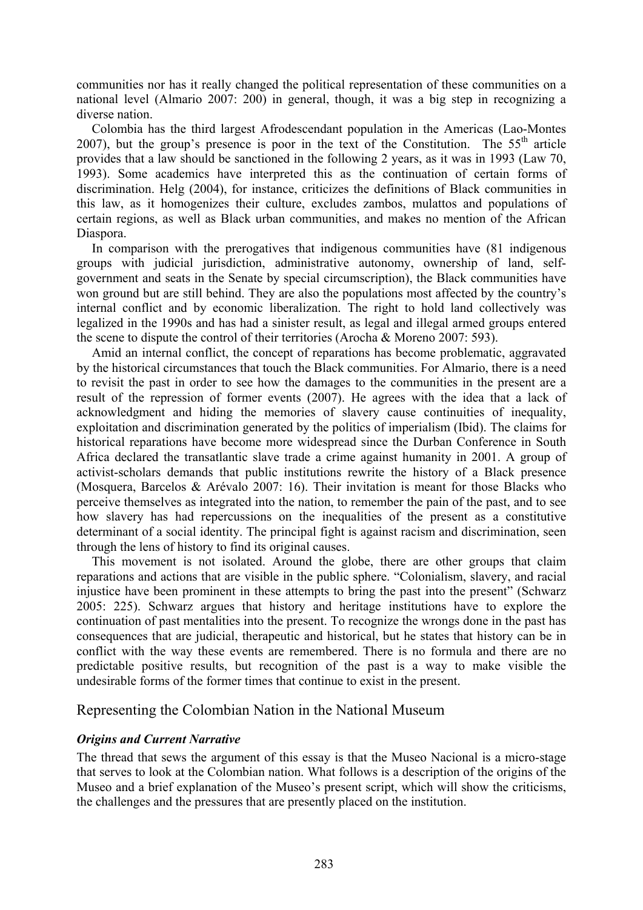communities nor has it really changed the political representation of these communities on a national level (Almario 2007: 200) in general, though, it was a big step in recognizing a diverse nation.

Colombia has the third largest Afrodescendant population in the Americas (Lao-Montes 2007), but the group's presence is poor in the text of the Constitution. The 55th article provides that a law should be sanctioned in the following 2 years, as it was in 1993 (Law 70, 1993). Some academics have interpreted this as the continuation of certain forms of discrimination. Helg (2004), for instance, criticizes the definitions of Black communities in this law, as it homogenizes their culture, excludes zambos, mulattos and populations of certain regions, as well as Black urban communities, and makes no mention of the African Diaspora.

In comparison with the prerogatives that indigenous communities have (81 indigenous groups with judicial jurisdiction, administrative autonomy, ownership of land, self-government and seats in the Senate by special circumscription), the Black communities have won ground but are still behind. They are also the populations most affected by the country's internal conflict and by economic liberalization. The right to hold land collectively was legalized in the 1990s and has had a sinister result, as legal and illegal armed groups entered the scene to dispute the control of their territories (Arocha & Moreno 2007: 593).

Amid an internal conflict, the concept of reparations has become problematic, aggravated by the historical circumstances that touch the Black communities. For Almario, there is a need to revisit the past in order to see how the damages to the communities in the present are a result of the repression of former events (2007). He agrees with the idea that a lack of acknowledgment and hiding the memories of slavery cause continuities of inequality, exploitation and discrimination generated by the politics of imperialism (Ibid). The claims for historical reparations have become more widespread since the Durban Conference in South Africa declared the transatlantic slave trade a crime against humanity in 2001. A group of activist-scholars demands that public institutions rewrite the history of a Black presence (Mosquera, Barcelos & Arévalo 2007: 16). Their invitation is meant for those Blacks who perceive themselves as integrated into the nation, to remember the pain of the past, and to see how slavery has had repercussions on the inequalities of the present as a constitutive determinant of a social identity. The principal fight is against racism and discrimination, seen through the lens of history to find its original causes.

This movement is not isolated. Around the globe, there are other groups that claim reparations and actions that are visible in the public sphere. "Colonialism, slavery, and racial injustice have been prominent in these attempts to bring the past into the present" (Schwarz 2005: 225). Schwarz argues that history and heritage institutions have to explore the continuation of past mentalities into the present. To recognize the wrongs done in the past has consequences that are judicial, therapeutic and historical, but he states that history can be in conflict with the way these events are remembered. There is no formula and there are no predictable positive results, but recognition of the past is a way to make visible the undesirable forms of the former times that continue to exist in the present.

## Representing the Colombian Nation in the National Museum

### *Origins and Current Narrative*

The thread that sews the argument of this essay is that the Museo Nacional is a micro-stage that serves to look at the Colombian nation. What follows is a description of the origins of the Museo and a brief explanation of the Museo's present script, which will show the criticisms, the challenges and the pressures that are presently placed on the institution.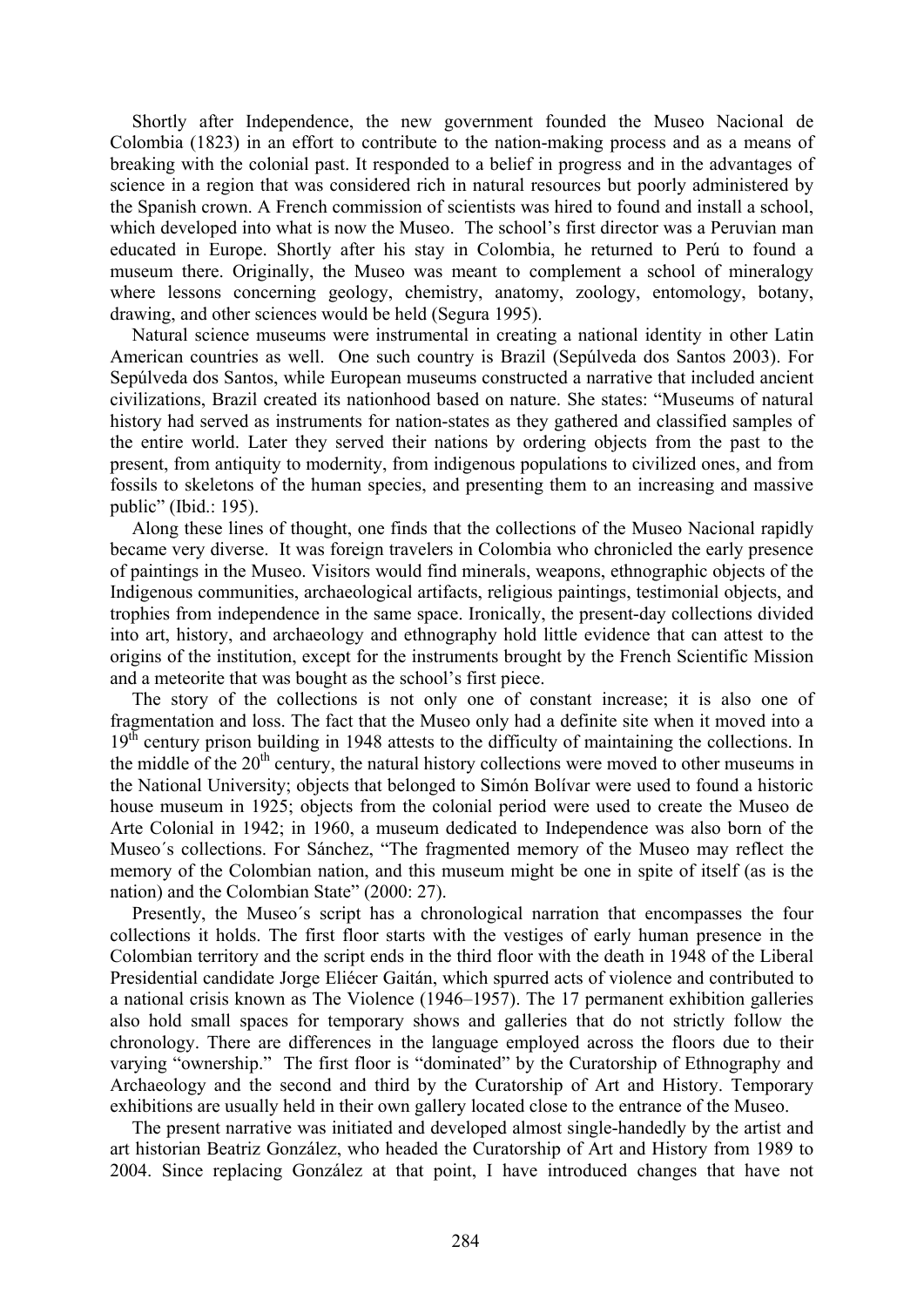Shortly after Independence, the new government founded the Museo Nacional de Colombia (1823) in an effort to contribute to the nation-making process and as a means of breaking with the colonial past. It responded to a belief in progress and in the advantages of science in a region that was considered rich in natural resources but poorly administered by the Spanish crown. A French commission of scientists was hired to found and install a school, which developed into what is now the Museo. The school's first director was a Peruvian man educated in Europe. Shortly after his stay in Colombia, he returned to Perú to found a museum there. Originally, the Museo was meant to complement a school of mineralogy where lessons concerning geology, chemistry, anatomy, zoology, entomology, botany, drawing, and other sciences would be held (Segura 1995).

Natural science museums were instrumental in creating a national identity in other Latin American countries as well. One such country is Brazil (Sepúlveda dos Santos 2003). For Sepúlveda dos Santos, while European museums constructed a narrative that included ancient civilizations, Brazil created its nationhood based on nature. She states: "Museums of natural history had served as instruments for nation-states as they gathered and classified samples of the entire world. Later they served their nations by ordering objects from the past to the present, from antiquity to modernity, from indigenous populations to civilized ones, and from fossils to skeletons of the human species, and presenting them to an increasing and massive public" (Ibid.: 195).

Along these lines of thought, one finds that the collections of the Museo Nacional rapidly became very diverse. It was foreign travelers in Colombia who chronicled the early presence of paintings in the Museo. Visitors would find minerals, weapons, ethnographic objects of the Indigenous communities, archaeological artifacts, religious paintings, testimonial objects, and trophies from independence in the same space. Ironically, the present-day collections divided into art, history, and archaeology and ethnography hold little evidence that can attest to the origins of the institution, except for the instruments brought by the French Scientific Mission and a meteorite that was bought as the school's first piece.

The story of the collections is not only one of constant increase; it is also one of fragmentation and loss. The fact that the Museo only had a definite site when it moved into a 19th century prison building in 1948 attests to the difficulty of maintaining the collections. In the middle of the 20th century, the natural history collections were moved to other museums in the National University; objects that belonged to Simón Bolívar were used to found a historic house museum in 1925; objects from the colonial period were used to create the Museo de Arte Colonial in 1942; in 1960, a museum dedicated to Independence was also born of the Museo´s collections. For Sánchez, "The fragmented memory of the Museo may reflect the memory of the Colombian nation, and this museum might be one in spite of itself (as is the nation) and the Colombian State" (2000: 27).

Presently, the Museo´s script has a chronological narration that encompasses the four collections it holds. The first floor starts with the vestiges of early human presence in the Colombian territory and the script ends in the third floor with the death in 1948 of the Liberal Presidential candidate Jorge Eliécer Gaitán, which spurred acts of violence and contributed to a national crisis known as The Violence (1946–1957). The 17 permanent exhibition galleries also hold small spaces for temporary shows and galleries that do not strictly follow the chronology. There are differences in the language employed across the floors due to their varying "ownership." The first floor is "dominated" by the Curatorship of Ethnography and Archaeology and the second and third by the Curatorship of Art and History. Temporary exhibitions are usually held in their own gallery located close to the entrance of the Museo.

The present narrative was initiated and developed almost single-handedly by the artist and art historian Beatriz González, who headed the Curatorship of Art and History from 1989 to 2004. Since replacing González at that point, I have introduced changes that have not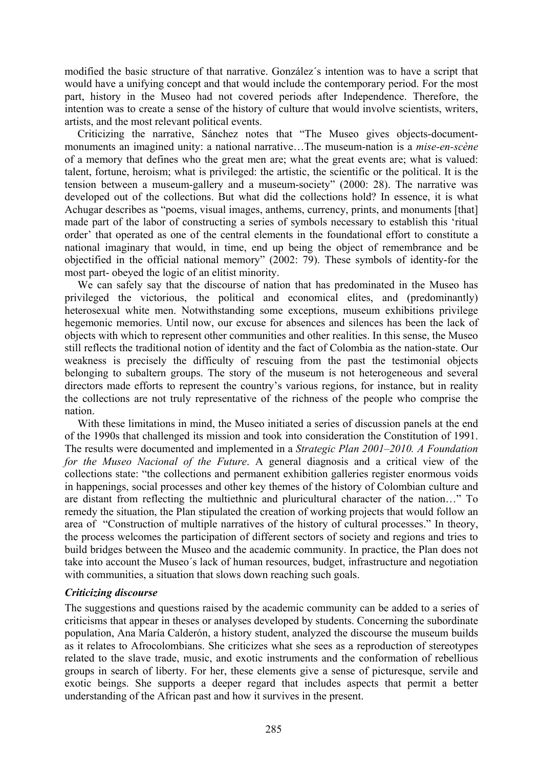modified the basic structure of that narrative. González´s intention was to have a script that would have a unifying concept and that would include the contemporary period. For the most part, history in the Museo had not covered periods after Independence. Therefore, the intention was to create a sense of the history of culture that would involve scientists, writers, artists, and the most relevant political events.

Criticizing the narrative, Sánchez notes that "The Museo gives objects-document-monuments an imagined unity: a national narrative…The museum-nation is a *mise-en-scène* of a memory that defines who the great men are; what the great events are; what is valued: talent, fortune, heroism; what is privileged: the artistic, the scientific or the political. It is the tension between a museum-gallery and a museum-society" (2000: 28). The narrative was developed out of the collections. But what did the collections hold? In essence, it is what Achugar describes as "poems, visual images, anthems, currency, prints, and monuments [that] made part of the labor of constructing a series of symbols necessary to establish this 'ritual order' that operated as one of the central elements in the foundational effort to constitute a national imaginary that would, in time, end up being the object of remembrance and be objectified in the official national memory" (2002: 79). These symbols of identity-for the most part- obeyed the logic of an elitist minority.

We can safely say that the discourse of nation that has predominated in the Museo has privileged the victorious, the political and economical elites, and (predominantly) heterosexual white men. Notwithstanding some exceptions, museum exhibitions privilege hegemonic memories. Until now, our excuse for absences and silences has been the lack of objects with which to represent other communities and other realities. In this sense, the Museo still reflects the traditional notion of identity and the fact of Colombia as the nation-state. Our weakness is precisely the difficulty of rescuing from the past the testimonial objects belonging to subaltern groups. The story of the museum is not heterogeneous and several directors made efforts to represent the country's various regions, for instance, but in reality the collections are not truly representative of the richness of the people who comprise the nation.

With these limitations in mind, the Museo initiated a series of discussion panels at the end of the 1990s that challenged its mission and took into consideration the Constitution of 1991. The results were documented and implemented in a *Strategic Plan 2001–2010. A Foundation for the Museo Nacional of the Future*. A general diagnosis and a critical view of the collections state: "the collections and permanent exhibition galleries register enormous voids in happenings, social processes and other key themes of the history of Colombian culture and are distant from reflecting the multiethnic and pluricultural character of the nation…" To remedy the situation, the Plan stipulated the creation of working projects that would follow an area of "Construction of multiple narratives of the history of cultural processes." In theory, the process welcomes the participation of different sectors of society and regions and tries to build bridges between the Museo and the academic community. In practice, the Plan does not take into account the Museo´s lack of human resources, budget, infrastructure and negotiation with communities, a situation that slows down reaching such goals.

### *Criticizing discourse*

The suggestions and questions raised by the academic community can be added to a series of criticisms that appear in theses or analyses developed by students. Concerning the subordinate population, Ana María Calderón, a history student, analyzed the discourse the museum builds as it relates to Afrocolombians. She criticizes what she sees as a reproduction of stereotypes related to the slave trade, music, and exotic instruments and the conformation of rebellious groups in search of liberty. For her, these elements give a sense of picturesque, servile and exotic beings. She supports a deeper regard that includes aspects that permit a better understanding of the African past and how it survives in the present.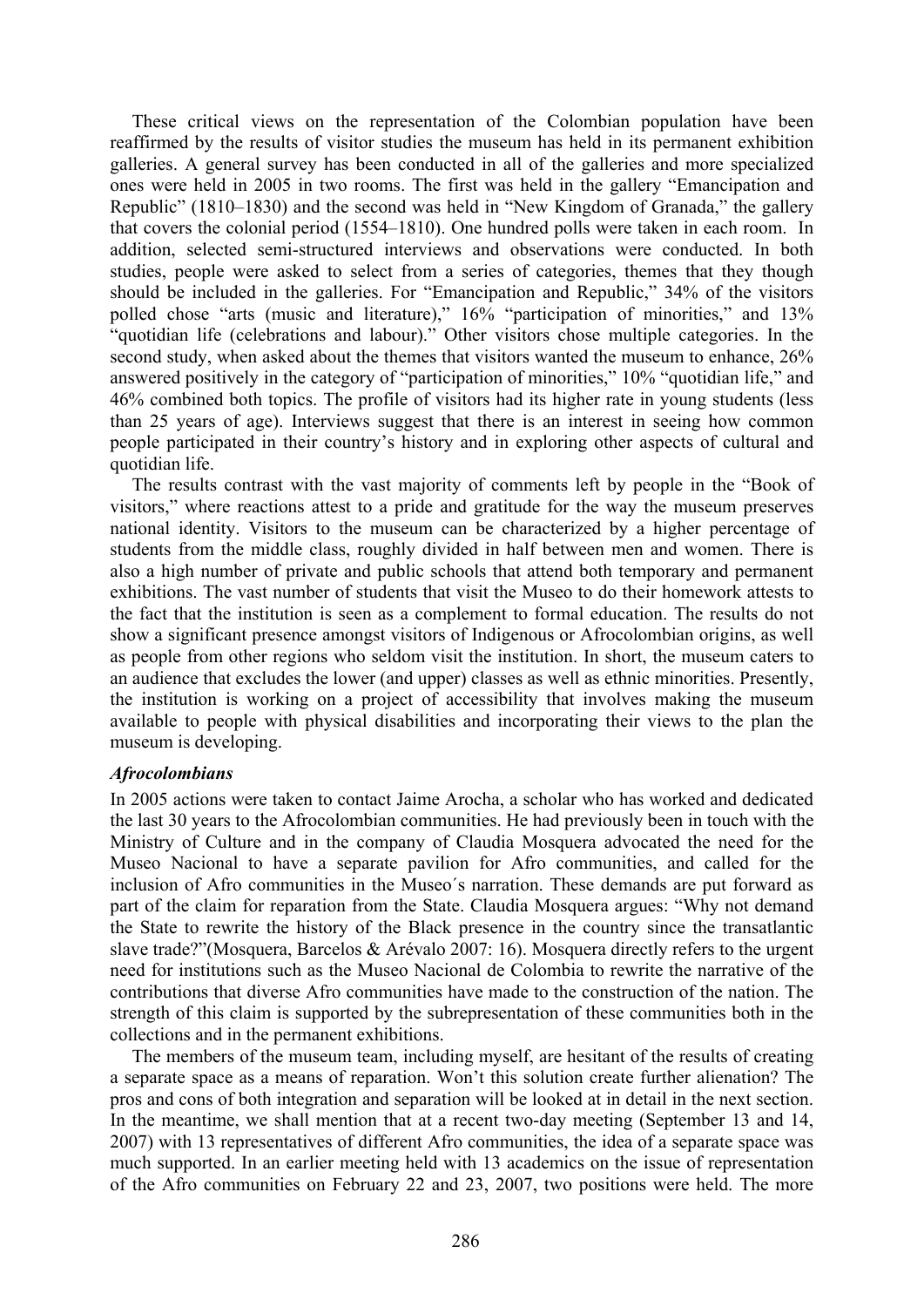These critical views on the representation of the Colombian population have been reaffirmed by the results of visitor studies the museum has held in its permanent exhibition galleries. A general survey has been conducted in all of the galleries and more specialized ones were held in 2005 in two rooms. The first was held in the gallery "Emancipation and Republic" (1810–1830) and the second was held in "New Kingdom of Granada," the gallery that covers the colonial period (1554–1810). One hundred polls were taken in each room. In addition, selected semi-structured interviews and observations were conducted. In both studies, people were asked to select from a series of categories, themes that they though should be included in the galleries. For "Emancipation and Republic," 34% of the visitors polled chose "arts (music and literature)," 16% "participation of minorities," and 13% "quotidian life (celebrations and labour)." Other visitors chose multiple categories. In the second study, when asked about the themes that visitors wanted the museum to enhance, 26% answered positively in the category of "participation of minorities," 10% "quotidian life," and 46% combined both topics. The profile of visitors had its higher rate in young students (less than 25 years of age). Interviews suggest that there is an interest in seeing how common people participated in their country's history and in exploring other aspects of cultural and quotidian life.

The results contrast with the vast majority of comments left by people in the "Book of visitors," where reactions attest to a pride and gratitude for the way the museum preserves national identity. Visitors to the museum can be characterized by a higher percentage of students from the middle class, roughly divided in half between men and women. There is also a high number of private and public schools that attend both temporary and permanent exhibitions. The vast number of students that visit the Museo to do their homework attests to the fact that the institution is seen as a complement to formal education. The results do not show a significant presence amongst visitors of Indigenous or Afrocolombian origins, as well as people from other regions who seldom visit the institution. In short, the museum caters to an audience that excludes the lower (and upper) classes as well as ethnic minorities. Presently, the institution is working on a project of accessibility that involves making the museum available to people with physical disabilities and incorporating their views to the plan the museum is developing.

### *Afrocolombians*

In 2005 actions were taken to contact Jaime Arocha, a scholar who has worked and dedicated the last 30 years to the Afrocolombian communities. He had previously been in touch with the Ministry of Culture and in the company of Claudia Mosquera advocated the need for the Museo Nacional to have a separate pavilion for Afro communities, and called for the inclusion of Afro communities in the Museo´s narration. These demands are put forward as part of the claim for reparation from the State. Claudia Mosquera argues: "Why not demand the State to rewrite the history of the Black presence in the country since the transatlantic slave trade?"(Mosquera, Barcelos & Arévalo 2007: 16). Mosquera directly refers to the urgent need for institutions such as the Museo Nacional de Colombia to rewrite the narrative of the contributions that diverse Afro communities have made to the construction of the nation. The strength of this claim is supported by the subrepresentation of these communities both in the collections and in the permanent exhibitions.

The members of the museum team, including myself, are hesitant of the results of creating a separate space as a means of reparation. Won't this solution create further alienation? The pros and cons of both integration and separation will be looked at in detail in the next section. In the meantime, we shall mention that at a recent two-day meeting (September 13 and 14, 2007) with 13 representatives of different Afro communities, the idea of a separate space was much supported. In an earlier meeting held with 13 academics on the issue of representation of the Afro communities on February 22 and 23, 2007, two positions were held. The more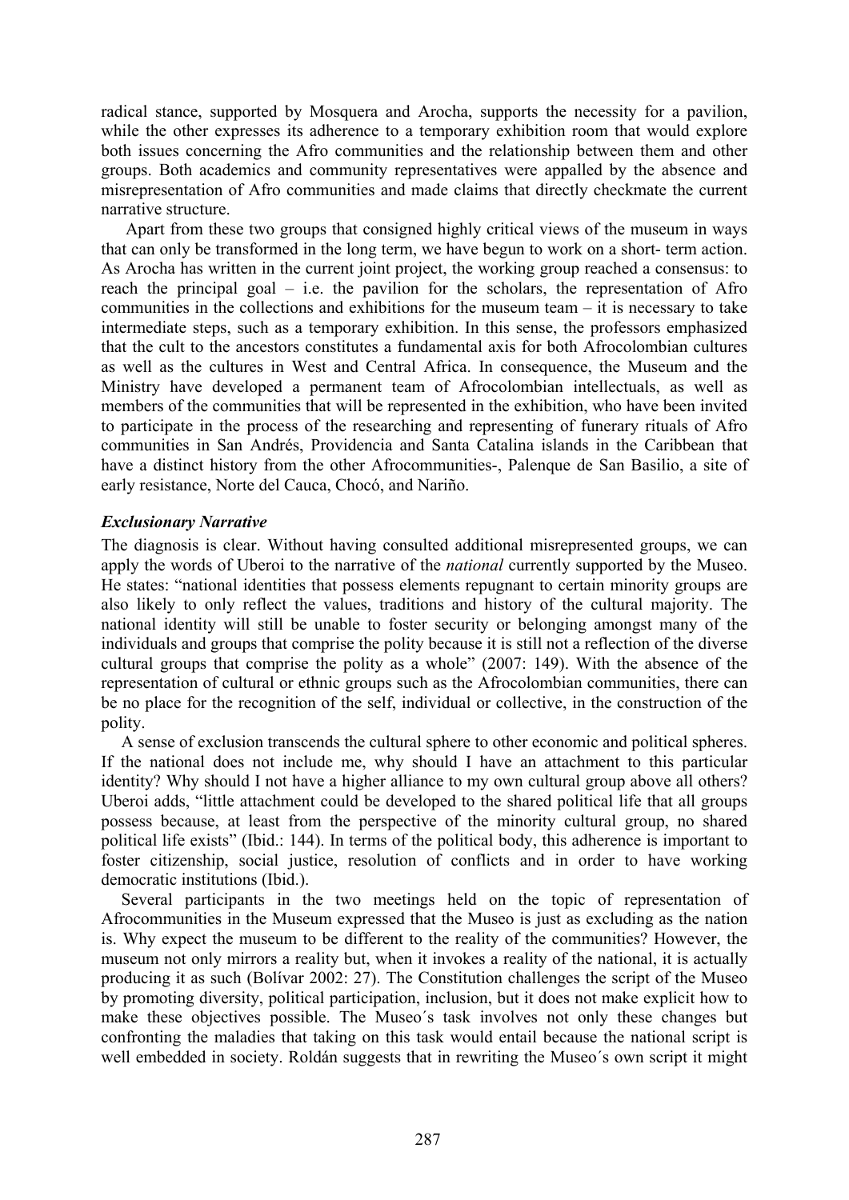radical stance, supported by Mosquera and Arocha, supports the necessity for a pavilion, while the other expresses its adherence to a temporary exhibition room that would explore both issues concerning the Afro communities and the relationship between them and other groups. Both academics and community representatives were appalled by the absence and misrepresentation of Afro communities and made claims that directly checkmate the current narrative structure.

Apart from these two groups that consigned highly critical views of the museum in ways that can only be transformed in the long term, we have begun to work on a short- term action. As Arocha has written in the current joint project, the working group reached a consensus: to reach the principal goal – i.e. the pavilion for the scholars, the representation of Afro communities in the collections and exhibitions for the museum team – it is necessary to take intermediate steps, such as a temporary exhibition. In this sense, the professors emphasized that the cult to the ancestors constitutes a fundamental axis for both Afrocolombian cultures as well as the cultures in West and Central Africa. In consequence, the Museum and the Ministry have developed a permanent team of Afrocolombian intellectuals, as well as members of the communities that will be represented in the exhibition, who have been invited to participate in the process of the researching and representing of funerary rituals of Afro communities in San Andrés, Providencia and Santa Catalina islands in the Caribbean that have a distinct history from the other Afrocommunities-, Palenque de San Basilio, a site of early resistance, Norte del Cauca, Chocó, and Nariño.

### *Exclusionary Narrative*

The diagnosis is clear. Without having consulted additional misrepresented groups, we can apply the words of Uberoi to the narrative of the *national* currently supported by the Museo. He states: "national identities that possess elements repugnant to certain minority groups are also likely to only reflect the values, traditions and history of the cultural majority. The national identity will still be unable to foster security or belonging amongst many of the individuals and groups that comprise the polity because it is still not a reflection of the diverse cultural groups that comprise the polity as a whole" (2007: 149). With the absence of the representation of cultural or ethnic groups such as the Afrocolombian communities, there can be no place for the recognition of the self, individual or collective, in the construction of the polity.

A sense of exclusion transcends the cultural sphere to other economic and political spheres. If the national does not include me, why should I have an attachment to this particular identity? Why should I not have a higher alliance to my own cultural group above all others? Uberoi adds, "little attachment could be developed to the shared political life that all groups possess because, at least from the perspective of the minority cultural group, no shared political life exists" (Ibid.: 144). In terms of the political body, this adherence is important to foster citizenship, social justice, resolution of conflicts and in order to have working democratic institutions (Ibid.).

Several participants in the two meetings held on the topic of representation of Afrocommunities in the Museum expressed that the Museo is just as excluding as the nation is. Why expect the museum to be different to the reality of the communities? However, the museum not only mirrors a reality but, when it invokes a reality of the national, it is actually producing it as such (Bolívar 2002: 27). The Constitution challenges the script of the Museo by promoting diversity, political participation, inclusion, but it does not make explicit how to make these objectives possible. The Museo´s task involves not only these changes but confronting the maladies that taking on this task would entail because the national script is well embedded in society. Roldán suggests that in rewriting the Museo´s own script it might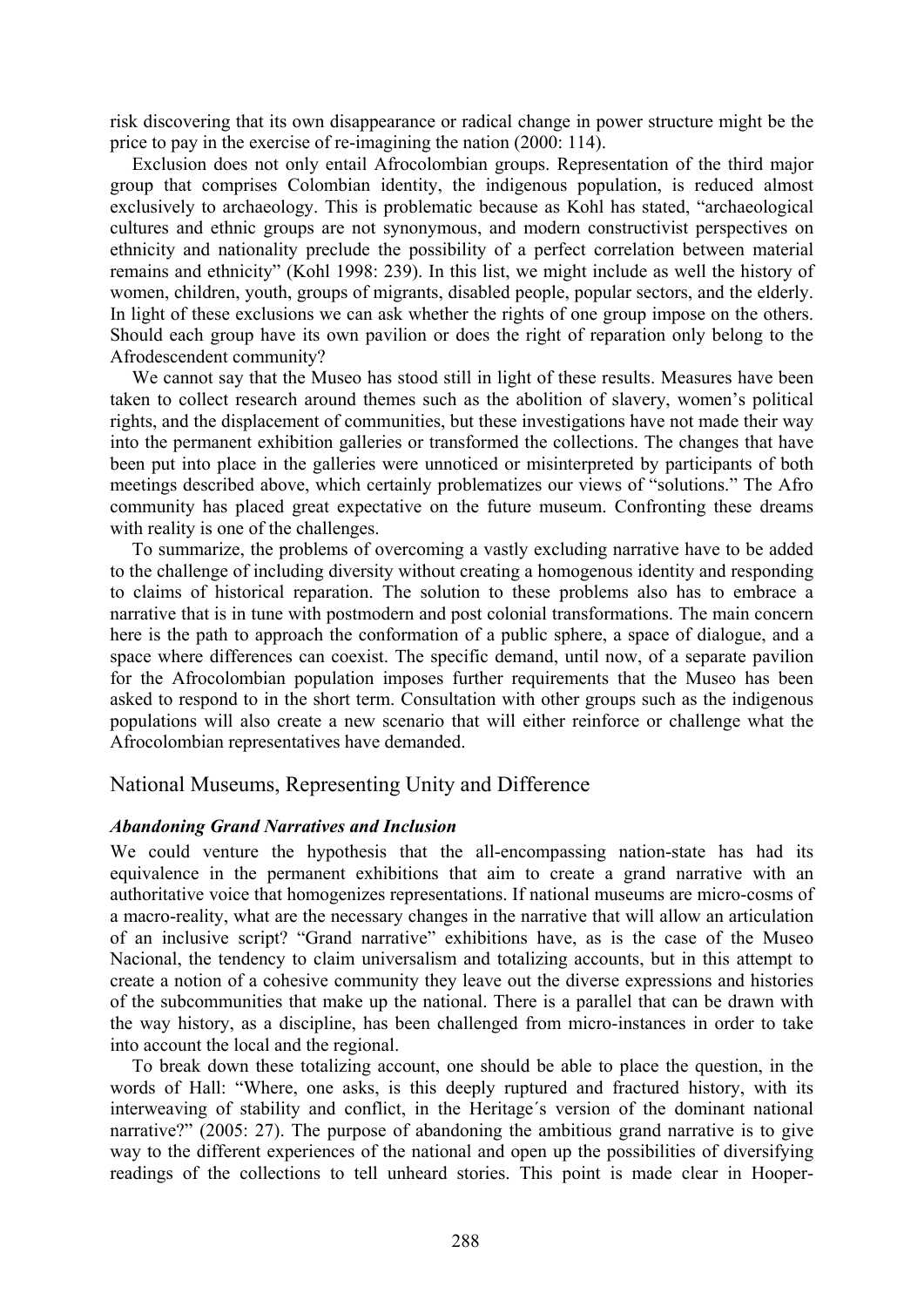risk discovering that its own disappearance or radical change in power structure might be the price to pay in the exercise of re-imagining the nation (2000: 114).

Exclusion does not only entail Afrocolombian groups. Representation of the third major group that comprises Colombian identity, the indigenous population, is reduced almost exclusively to archaeology. This is problematic because as Kohl has stated, "archaeological cultures and ethnic groups are not synonymous, and modern constructivist perspectives on ethnicity and nationality preclude the possibility of a perfect correlation between material remains and ethnicity" (Kohl 1998: 239). In this list, we might include as well the history of women, children, youth, groups of migrants, disabled people, popular sectors, and the elderly. In light of these exclusions we can ask whether the rights of one group impose on the others. Should each group have its own pavilion or does the right of reparation only belong to the Afrodescendent community?

We cannot say that the Museo has stood still in light of these results. Measures have been taken to collect research around themes such as the abolition of slavery, women's political rights, and the displacement of communities, but these investigations have not made their way into the permanent exhibition galleries or transformed the collections. The changes that have been put into place in the galleries were unnoticed or misinterpreted by participants of both meetings described above, which certainly problematizes our views of "solutions." The Afro community has placed great expectative on the future museum. Confronting these dreams with reality is one of the challenges.

To summarize, the problems of overcoming a vastly excluding narrative have to be added to the challenge of including diversity without creating a homogenous identity and responding to claims of historical reparation. The solution to these problems also has to embrace a narrative that is in tune with postmodern and post colonial transformations. The main concern here is the path to approach the conformation of a public sphere, a space of dialogue, and a space where differences can coexist. The specific demand, until now, of a separate pavilion for the Afrocolombian population imposes further requirements that the Museo has been asked to respond to in the short term. Consultation with other groups such as the indigenous populations will also create a new scenario that will either reinforce or challenge what the Afrocolombian representatives have demanded.

## National Museums, Representing Unity and Difference

### *Abandoning Grand Narratives and Inclusion*

We could venture the hypothesis that the all-encompassing nation-state has had its equivalence in the permanent exhibitions that aim to create a grand narrative with an authoritative voice that homogenizes representations. If national museums are micro-cosms of a macro-reality, what are the necessary changes in the narrative that will allow an articulation of an inclusive script? "Grand narrative" exhibitions have, as is the case of the Museo Nacional, the tendency to claim universalism and totalizing accounts, but in this attempt to create a notion of a cohesive community they leave out the diverse expressions and histories of the subcommunities that make up the national. There is a parallel that can be drawn with the way history, as a discipline, has been challenged from micro-instances in order to take into account the local and the regional.

To break down these totalizing account, one should be able to place the question, in the words of Hall: "Where, one asks, is this deeply ruptured and fractured history, with its interweaving of stability and conflict, in the Heritage´s version of the dominant national narrative?" (2005: 27). The purpose of abandoning the ambitious grand narrative is to give way to the different experiences of the national and open up the possibilities of diversifying readings of the collections to tell unheard stories. This point is made clear in Hooper-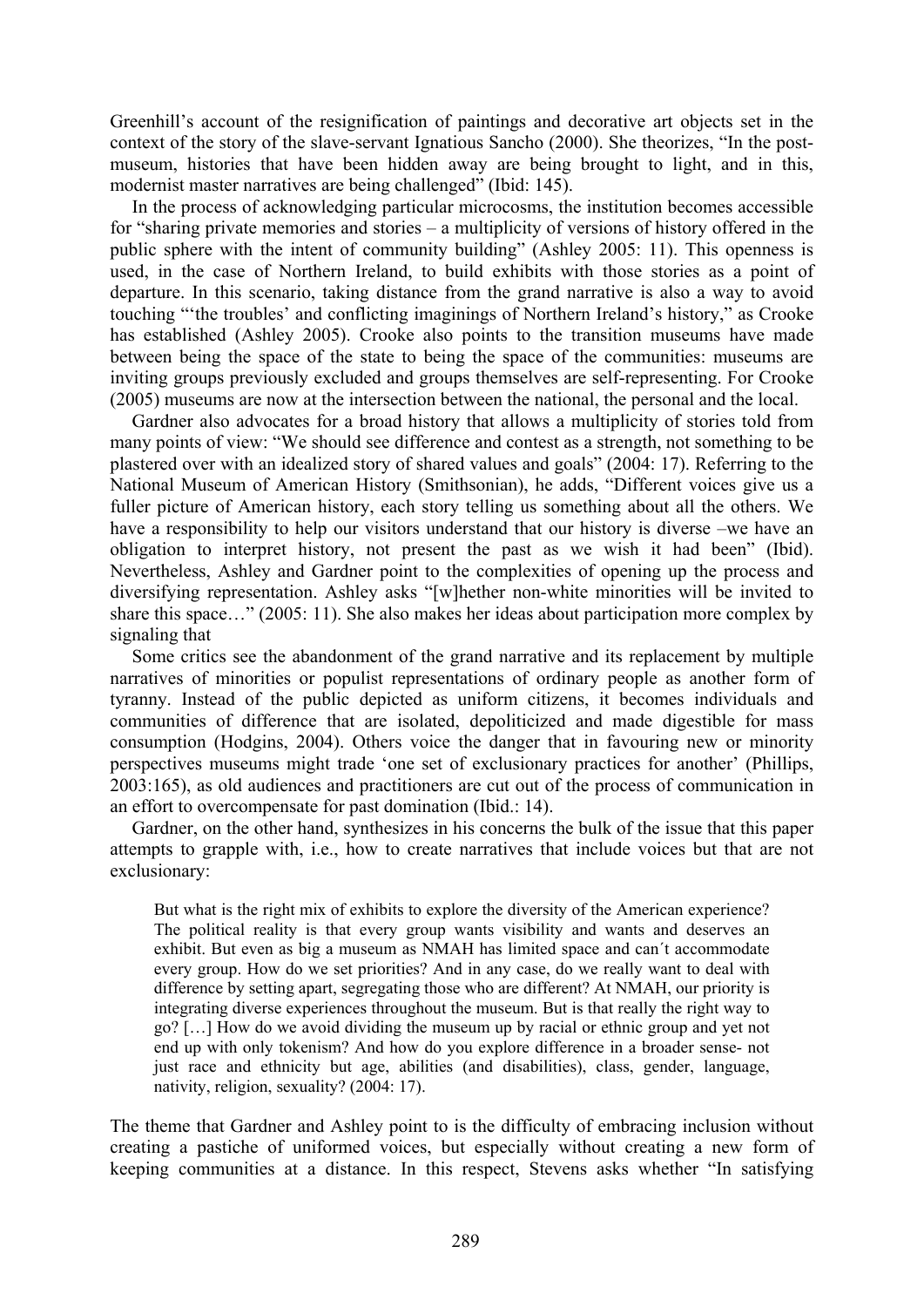Greenhill's account of the resignification of paintings and decorative art objects set in the context of the story of the slave-servant Ignatious Sancho (2000). She theorizes, "In the post-museum, histories that have been hidden away are being brought to light, and in this, modernist master narratives are being challenged" (Ibid: 145).

In the process of acknowledging particular microcosms, the institution becomes accessible for "sharing private memories and stories – a multiplicity of versions of history offered in the public sphere with the intent of community building" (Ashley 2005: 11). This openness is used, in the case of Northern Ireland, to build exhibits with those stories as a point of departure. In this scenario, taking distance from the grand narrative is also a way to avoid touching "'the troubles' and conflicting imaginings of Northern Ireland's history," as Crooke has established (Ashley 2005). Crooke also points to the transition museums have made between being the space of the state to being the space of the communities: museums are inviting groups previously excluded and groups themselves are self-representing. For Crooke (2005) museums are now at the intersection between the national, the personal and the local.

Gardner also advocates for a broad history that allows a multiplicity of stories told from many points of view: "We should see difference and contest as a strength, not something to be plastered over with an idealized story of shared values and goals" (2004: 17). Referring to the National Museum of American History (Smithsonian), he adds, "Different voices give us a fuller picture of American history, each story telling us something about all the others. We have a responsibility to help our visitors understand that our history is diverse –we have an obligation to interpret history, not present the past as we wish it had been" (Ibid). Nevertheless, Ashley and Gardner point to the complexities of opening up the process and diversifying representation. Ashley asks "[w]hether non-white minorities will be invited to share this space…" (2005: 11). She also makes her ideas about participation more complex by signaling that

Some critics see the abandonment of the grand narrative and its replacement by multiple narratives of minorities or populist representations of ordinary people as another form of tyranny. Instead of the public depicted as uniform citizens, it becomes individuals and communities of difference that are isolated, depoliticized and made digestible for mass consumption (Hodgins, 2004). Others voice the danger that in favouring new or minority perspectives museums might trade 'one set of exclusionary practices for another' (Phillips, 2003:165), as old audiences and practitioners are cut out of the process of communication in an effort to overcompensate for past domination (Ibid.: 14).

Gardner, on the other hand, synthesizes in his concerns the bulk of the issue that this paper attempts to grapple with, i.e., how to create narratives that include voices but that are not exclusionary:

> But what is the right mix of exhibits to explore the diversity of the American experience? The political reality is that every group wants visibility and wants and deserves an exhibit. But even as big a museum as NMAH has limited space and can´t accommodate every group. How do we set priorities? And in any case, do we really want to deal with difference by setting apart, segregating those who are different? At NMAH, our priority is integrating diverse experiences throughout the museum. But is that really the right way to go? […] How do we avoid dividing the museum up by racial or ethnic group and yet not end up with only tokenism? And how do you explore difference in a broader sense- not just race and ethnicity but age, abilities (and disabilities), class, gender, language, nativity, religion, sexuality? (2004: 17).

The theme that Gardner and Ashley point to is the difficulty of embracing inclusion without creating a pastiche of uniformed voices, but especially without creating a new form of keeping communities at a distance. In this respect, Stevens asks whether "In satisfying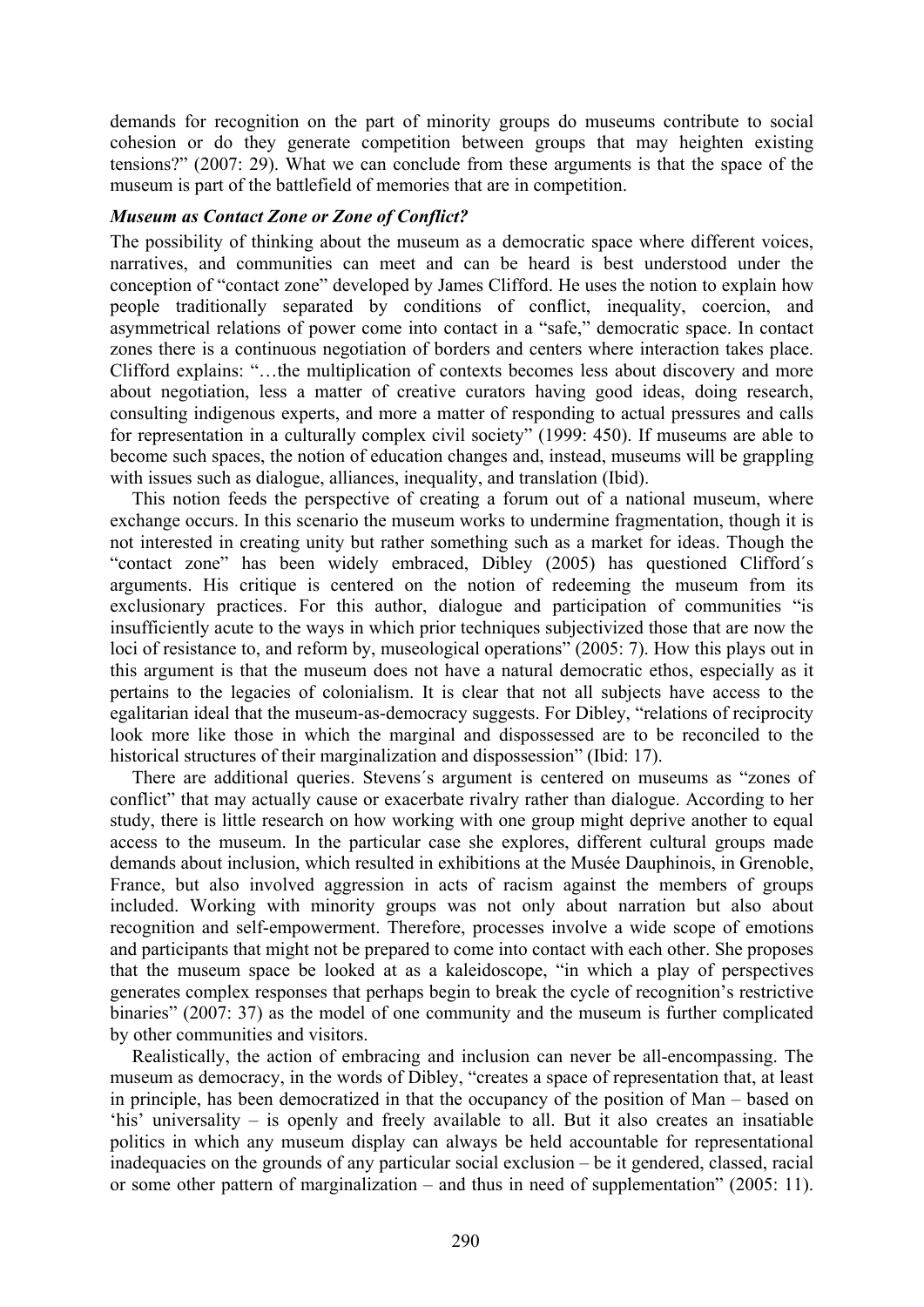demands for recognition on the part of minority groups do museums contribute to social cohesion or do they generate competition between groups that may heighten existing tensions?" (2007: 29). What we can conclude from these arguments is that the space of the museum is part of the battlefield of memories that are in competition.

***Museum as Contact Zone or Zone of Conflict?***

The possibility of thinking about the museum as a democratic space where different voices, narratives, and communities can meet and can be heard is best understood under the conception of "contact zone" developed by James Clifford. He uses the notion to explain how people traditionally separated by conditions of conflict, inequality, coercion, and asymmetrical relations of power come into contact in a "safe," democratic space. In contact zones there is a continuous negotiation of borders and centers where interaction takes place. Clifford explains: "…the multiplication of contexts becomes less about discovery and more about negotiation, less a matter of creative curators having good ideas, doing research, consulting indigenous experts, and more a matter of responding to actual pressures and calls for representation in a culturally complex civil society" (1999: 450). If museums are able to become such spaces, the notion of education changes and, instead, museums will be grappling with issues such as dialogue, alliances, inequality, and translation (Ibid).

This notion feeds the perspective of creating a forum out of a national museum, where exchange occurs. In this scenario the museum works to undermine fragmentation, though it is not interested in creating unity but rather something such as a market for ideas. Though the "contact zone" has been widely embraced, Dibley (2005) has questioned Clifford´s arguments. His critique is centered on the notion of redeeming the museum from its exclusionary practices. For this author, dialogue and participation of communities "is insufficiently acute to the ways in which prior techniques subjectivized those that are now the loci of resistance to, and reform by, museological operations" (2005: 7). How this plays out in this argument is that the museum does not have a natural democratic ethos, especially as it pertains to the legacies of colonialism. It is clear that not all subjects have access to the egalitarian ideal that the museum-as-democracy suggests. For Dibley, "relations of reciprocity look more like those in which the marginal and dispossessed are to be reconciled to the historical structures of their marginalization and dispossession" (Ibid: 17).

There are additional queries. Stevens´s argument is centered on museums as "zones of conflict" that may actually cause or exacerbate rivalry rather than dialogue. According to her study, there is little research on how working with one group might deprive another to equal access to the museum. In the particular case she explores, different cultural groups made demands about inclusion, which resulted in exhibitions at the Musée Dauphinois, in Grenoble, France, but also involved aggression in acts of racism against the members of groups included. Working with minority groups was not only about narration but also about recognition and self-empowerment. Therefore, processes involve a wide scope of emotions and participants that might not be prepared to come into contact with each other. She proposes that the museum space be looked at as a kaleidoscope, "in which a play of perspectives generates complex responses that perhaps begin to break the cycle of recognition's restrictive binaries" (2007: 37) as the model of one community and the museum is further complicated by other communities and visitors.

Realistically, the action of embracing and inclusion can never be all-encompassing. The museum as democracy, in the words of Dibley, "creates a space of representation that, at least in principle, has been democratized in that the occupancy of the position of Man – based on 'his' universality – is openly and freely available to all. But it also creates an insatiable politics in which any museum display can always be held accountable for representational inadequacies on the grounds of any particular social exclusion – be it gendered, classed, racial or some other pattern of marginalization – and thus in need of supplementation" (2005: 11).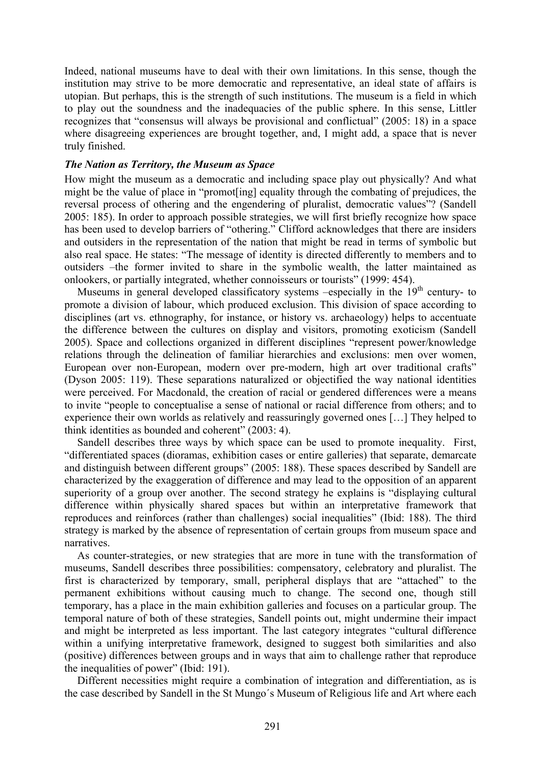Indeed, national museums have to deal with their own limitations. In this sense, though the institution may strive to be more democratic and representative, an ideal state of affairs is utopian. But perhaps, this is the strength of such institutions. The museum is a field in which to play out the soundness and the inadequacies of the public sphere. In this sense, Littler recognizes that "consensus will always be provisional and conflictual" (2005: 18) in a space where disagreeing experiences are brought together, and, I might add, a space that is never truly finished.

### *The Nation as Territory, the Museum as Space*

How might the museum as a democratic and including space play out physically? And what might be the value of place in "promot[ing] equality through the combating of prejudices, the reversal process of othering and the engendering of pluralist, democratic values"? (Sandell 2005: 185). In order to approach possible strategies, we will first briefly recognize how space has been used to develop barriers of "othering." Clifford acknowledges that there are insiders and outsiders in the representation of the nation that might be read in terms of symbolic but also real space. He states: "The message of identity is directed differently to members and to outsiders –the former invited to share in the symbolic wealth, the latter maintained as onlookers, or partially integrated, whether connoisseurs or tourists" (1999: 454).

Museums in general developed classificatory systems –especially in the 19th century- to promote a division of labour, which produced exclusion. This division of space according to disciplines (art vs. ethnography, for instance, or history vs. archaeology) helps to accentuate the difference between the cultures on display and visitors, promoting exoticism (Sandell 2005). Space and collections organized in different disciplines "represent power/knowledge relations through the delineation of familiar hierarchies and exclusions: men over women, European over non-European, modern over pre-modern, high art over traditional crafts" (Dyson 2005: 119). These separations naturalized or objectified the way national identities were perceived. For Macdonald, the creation of racial or gendered differences were a means to invite "people to conceptualise a sense of national or racial difference from others; and to experience their own worlds as relatively and reassuringly governed ones […] They helped to think identities as bounded and coherent" (2003: 4).

Sandell describes three ways by which space can be used to promote inequality. First, "differentiated spaces (dioramas, exhibition cases or entire galleries) that separate, demarcate and distinguish between different groups" (2005: 188). These spaces described by Sandell are characterized by the exaggeration of difference and may lead to the opposition of an apparent superiority of a group over another. The second strategy he explains is "displaying cultural difference within physically shared spaces but within an interpretative framework that reproduces and reinforces (rather than challenges) social inequalities" (Ibid: 188). The third strategy is marked by the absence of representation of certain groups from museum space and narratives.

As counter-strategies, or new strategies that are more in tune with the transformation of museums, Sandell describes three possibilities: compensatory, celebratory and pluralist. The first is characterized by temporary, small, peripheral displays that are "attached" to the permanent exhibitions without causing much to change. The second one, though still temporary, has a place in the main exhibition galleries and focuses on a particular group. The temporal nature of both of these strategies, Sandell points out, might undermine their impact and might be interpreted as less important. The last category integrates "cultural difference within a unifying interpretative framework, designed to suggest both similarities and also (positive) differences between groups and in ways that aim to challenge rather that reproduce the inequalities of power" (Ibid: 191).

Different necessities might require a combination of integration and differentiation, as is the case described by Sandell in the St Mungo´s Museum of Religious life and Art where each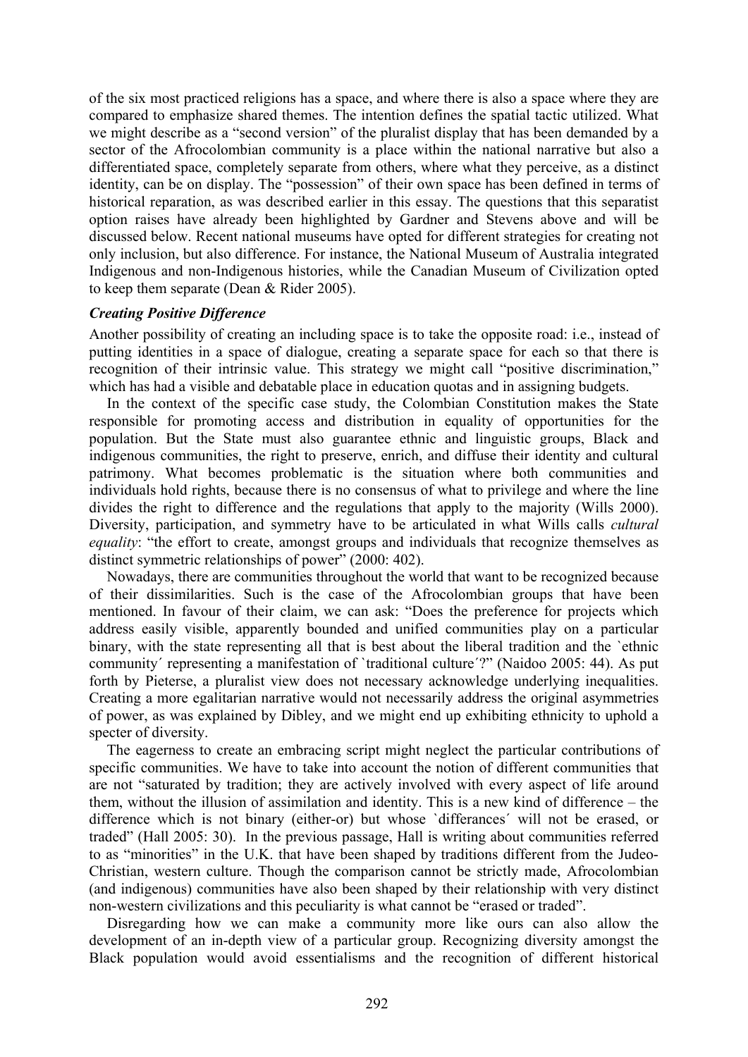of the six most practiced religions has a space, and where there is also a space where they are compared to emphasize shared themes. The intention defines the spatial tactic utilized. What we might describe as a "second version" of the pluralist display that has been demanded by a sector of the Afrocolombian community is a place within the national narrative but also a differentiated space, completely separate from others, where what they perceive, as a distinct identity, can be on display. The "possession" of their own space has been defined in terms of historical reparation, as was described earlier in this essay. The questions that this separatist option raises have already been highlighted by Gardner and Stevens above and will be discussed below. Recent national museums have opted for different strategies for creating not only inclusion, but also difference. For instance, the National Museum of Australia integrated Indigenous and non-Indigenous histories, while the Canadian Museum of Civilization opted to keep them separate (Dean & Rider 2005).

### *Creating Positive Difference*

Another possibility of creating an including space is to take the opposite road: i.e., instead of putting identities in a space of dialogue, creating a separate space for each so that there is recognition of their intrinsic value. This strategy we might call "positive discrimination," which has had a visible and debatable place in education quotas and in assigning budgets.

In the context of the specific case study, the Colombian Constitution makes the State responsible for promoting access and distribution in equality of opportunities for the population. But the State must also guarantee ethnic and linguistic groups, Black and indigenous communities, the right to preserve, enrich, and diffuse their identity and cultural patrimony. What becomes problematic is the situation where both communities and individuals hold rights, because there is no consensus of what to privilege and where the line divides the right to difference and the regulations that apply to the majority (Wills 2000). Diversity, participation, and symmetry have to be articulated in what Wills calls *cultural equality*: "the effort to create, amongst groups and individuals that recognize themselves as distinct symmetric relationships of power" (2000: 402).

Nowadays, there are communities throughout the world that want to be recognized because of their dissimilarities. Such is the case of the Afrocolombian groups that have been mentioned. In favour of their claim, we can ask: "Does the preference for projects which address easily visible, apparently bounded and unified communities play on a particular binary, with the state representing all that is best about the liberal tradition and the ´ethnic community´ representing a manifestation of ´traditional culture´?" (Naidoo 2005: 44). As put forth by Pieterse, a pluralist view does not necessary acknowledge underlying inequalities. Creating a more egalitarian narrative would not necessarily address the original asymmetries of power, as was explained by Dibley, and we might end up exhibiting ethnicity to uphold a specter of diversity.

The eagerness to create an embracing script might neglect the particular contributions of specific communities. We have to take into account the notion of different communities that are not "saturated by tradition; they are actively involved with every aspect of life around them, without the illusion of assimilation and identity. This is a new kind of difference – the difference which is not binary (either-or) but whose ´differances´ will not be erased, or traded" (Hall 2005: 30). In the previous passage, Hall is writing about communities referred to as "minorities" in the U.K. that have been shaped by traditions different from the Judeo-Christian, western culture. Though the comparison cannot be strictly made, Afrocolombian (and indigenous) communities have also been shaped by their relationship with very distinct non-western civilizations and this peculiarity is what cannot be "erased or traded".

Disregarding how we can make a community more like ours can also allow the development of an in-depth view of a particular group. Recognizing diversity amongst the Black population would avoid essentialisms and the recognition of different historical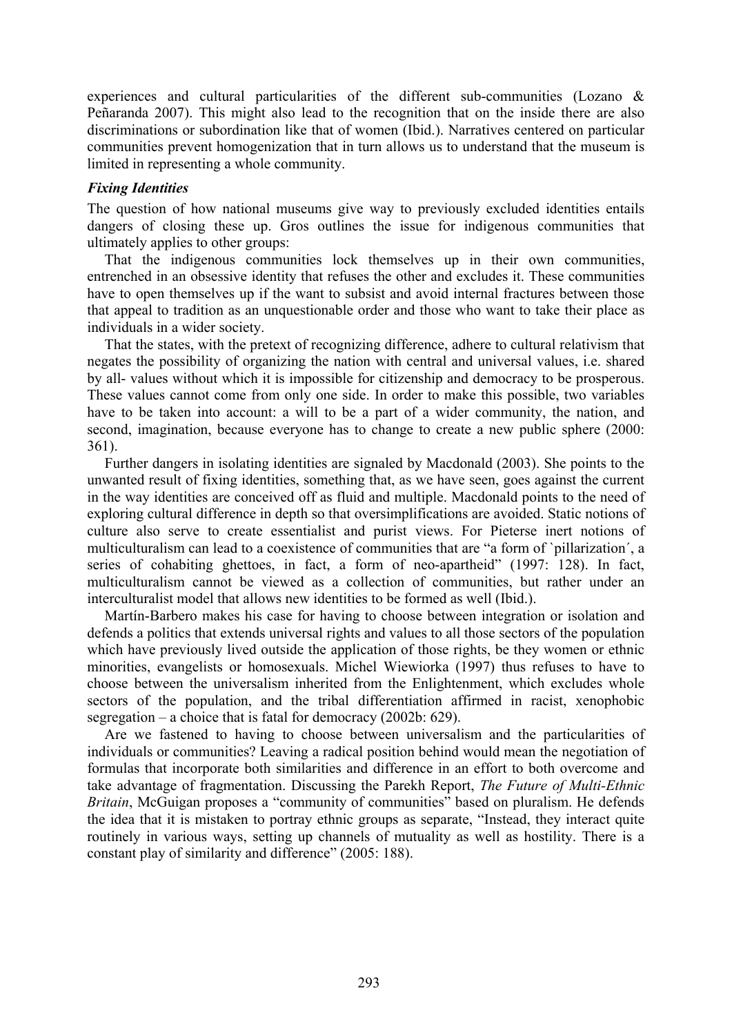experiences and cultural particularities of the different sub-communities (Lozano & Peñaranda 2007). This might also lead to the recognition that on the inside there are also discriminations or subordination like that of women (Ibid.). Narratives centered on particular communities prevent homogenization that in turn allows us to understand that the museum is limited in representing a whole community.

### *Fixing Identities*

The question of how national museums give way to previously excluded identities entails dangers of closing these up. Gros outlines the issue for indigenous communities that ultimately applies to other groups:

That the indigenous communities lock themselves up in their own communities, entrenched in an obsessive identity that refuses the other and excludes it. These communities have to open themselves up if the want to subsist and avoid internal fractures between those that appeal to tradition as an unquestionable order and those who want to take their place as individuals in a wider society.

That the states, with the pretext of recognizing difference, adhere to cultural relativism that negates the possibility of organizing the nation with central and universal values, i.e. shared by all- values without which it is impossible for citizenship and democracy to be prosperous. These values cannot come from only one side. In order to make this possible, two variables have to be taken into account: a will to be a part of a wider community, the nation, and second, imagination, because everyone has to change to create a new public sphere (2000: 361).

Further dangers in isolating identities are signaled by Macdonald (2003). She points to the unwanted result of fixing identities, something that, as we have seen, goes against the current in the way identities are conceived off as fluid and multiple. Macdonald points to the need of exploring cultural difference in depth so that oversimplifications are avoided. Static notions of culture also serve to create essentialist and purist views. For Pieterse inert notions of multiculturalism can lead to a coexistence of communities that are "a form of `pillarization´, a series of cohabiting ghettoes, in fact, a form of neo-apartheid" (1997: 128). In fact, multiculturalism cannot be viewed as a collection of communities, but rather under an interculturalist model that allows new identities to be formed as well (Ibid.).

Martín-Barbero makes his case for having to choose between integration or isolation and defends a politics that extends universal rights and values to all those sectors of the population which have previously lived outside the application of those rights, be they women or ethnic minorities, evangelists or homosexuals. Michel Wiewiorka (1997) thus refuses to have to choose between the universalism inherited from the Enlightenment, which excludes whole sectors of the population, and the tribal differentiation affirmed in racist, xenophobic segregation – a choice that is fatal for democracy (2002b: 629).

Are we fastened to having to choose between universalism and the particularities of individuals or communities? Leaving a radical position behind would mean the negotiation of formulas that incorporate both similarities and difference in an effort to both overcome and take advantage of fragmentation. Discussing the Parekh Report, *The Future of Multi-Ethnic Britain*, McGuigan proposes a "community of communities" based on pluralism. He defends the idea that it is mistaken to portray ethnic groups as separate, "Instead, they interact quite routinely in various ways, setting up channels of mutuality as well as hostility. There is a constant play of similarity and difference" (2005: 188).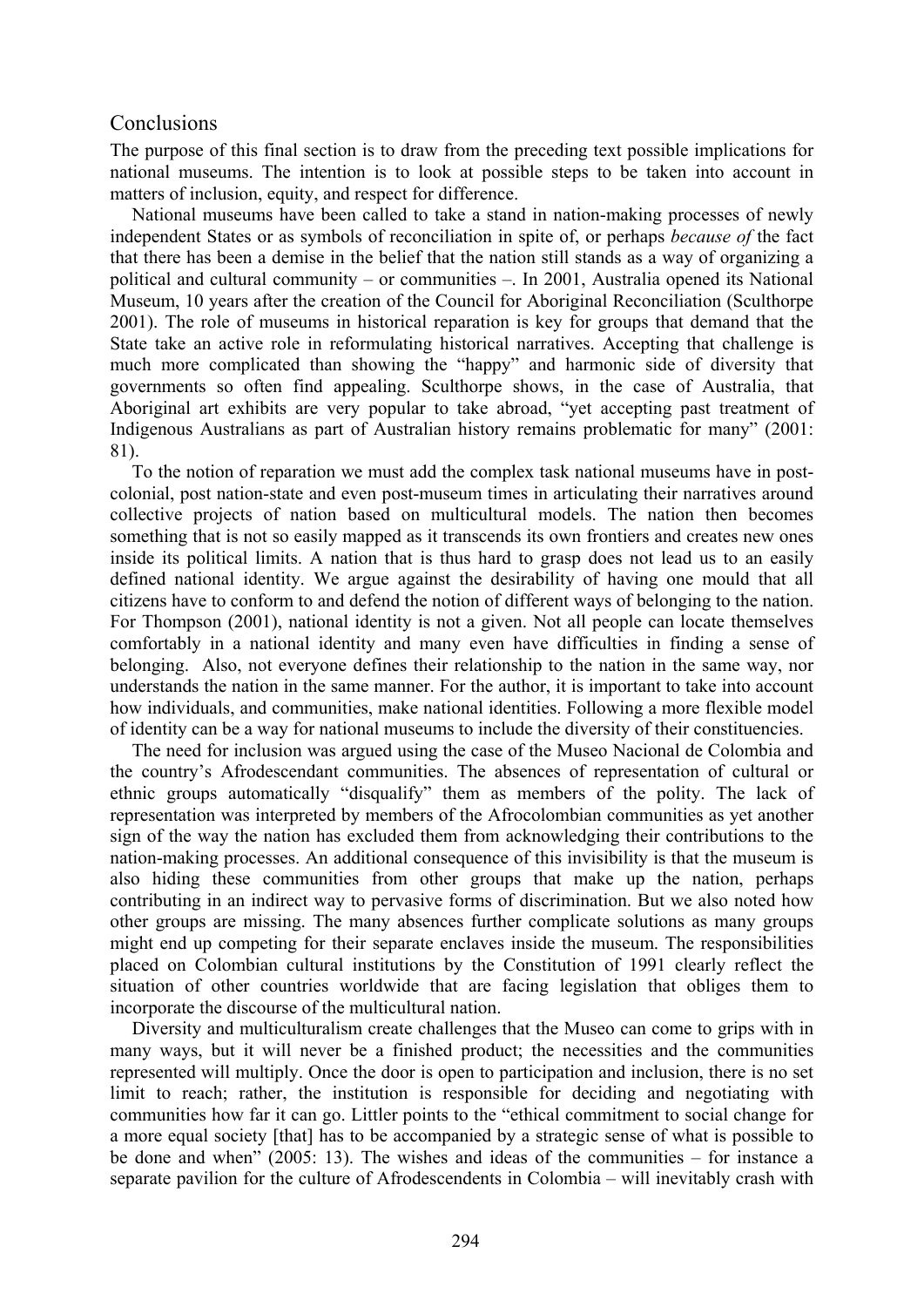## Conclusions

The purpose of this final section is to draw from the preceding text possible implications for national museums. The intention is to look at possible steps to be taken into account in matters of inclusion, equity, and respect for difference.

National museums have been called to take a stand in nation-making processes of newly independent States or as symbols of reconciliation in spite of, or perhaps *because of* the fact that there has been a demise in the belief that the nation still stands as a way of organizing a political and cultural community – or communities –. In 2001, Australia opened its National Museum, 10 years after the creation of the Council for Aboriginal Reconciliation (Sculthorpe 2001). The role of museums in historical reparation is key for groups that demand that the State take an active role in reformulating historical narratives. Accepting that challenge is much more complicated than showing the "happy" and harmonic side of diversity that governments so often find appealing. Sculthorpe shows, in the case of Australia, that Aboriginal art exhibits are very popular to take abroad, "yet accepting past treatment of Indigenous Australians as part of Australian history remains problematic for many" (2001: 81).

To the notion of reparation we must add the complex task national museums have in post-colonial, post nation-state and even post-museum times in articulating their narratives around collective projects of nation based on multicultural models. The nation then becomes something that is not so easily mapped as it transcends its own frontiers and creates new ones inside its political limits. A nation that is thus hard to grasp does not lead us to an easily defined national identity. We argue against the desirability of having one mould that all citizens have to conform to and defend the notion of different ways of belonging to the nation. For Thompson (2001), national identity is not a given. Not all people can locate themselves comfortably in a national identity and many even have difficulties in finding a sense of belonging. Also, not everyone defines their relationship to the nation in the same way, nor understands the nation in the same manner. For the author, it is important to take into account how individuals, and communities, make national identities. Following a more flexible model of identity can be a way for national museums to include the diversity of their constituencies.

The need for inclusion was argued using the case of the Museo Nacional de Colombia and the country's Afrodescendant communities. The absences of representation of cultural or ethnic groups automatically "disqualify" them as members of the polity. The lack of representation was interpreted by members of the Afrocolombian communities as yet another sign of the way the nation has excluded them from acknowledging their contributions to the nation-making processes. An additional consequence of this invisibility is that the museum is also hiding these communities from other groups that make up the nation, perhaps contributing in an indirect way to pervasive forms of discrimination. But we also noted how other groups are missing. The many absences further complicate solutions as many groups might end up competing for their separate enclaves inside the museum. The responsibilities placed on Colombian cultural institutions by the Constitution of 1991 clearly reflect the situation of other countries worldwide that are facing legislation that obliges them to incorporate the discourse of the multicultural nation.

Diversity and multiculturalism create challenges that the Museo can come to grips with in many ways, but it will never be a finished product; the necessities and the communities represented will multiply. Once the door is open to participation and inclusion, there is no set limit to reach; rather, the institution is responsible for deciding and negotiating with communities how far it can go. Littler points to the "ethical commitment to social change for a more equal society [that] has to be accompanied by a strategic sense of what is possible to be done and when" (2005: 13). The wishes and ideas of the communities – for instance a separate pavilion for the culture of Afrodescendents in Colombia – will inevitably crash with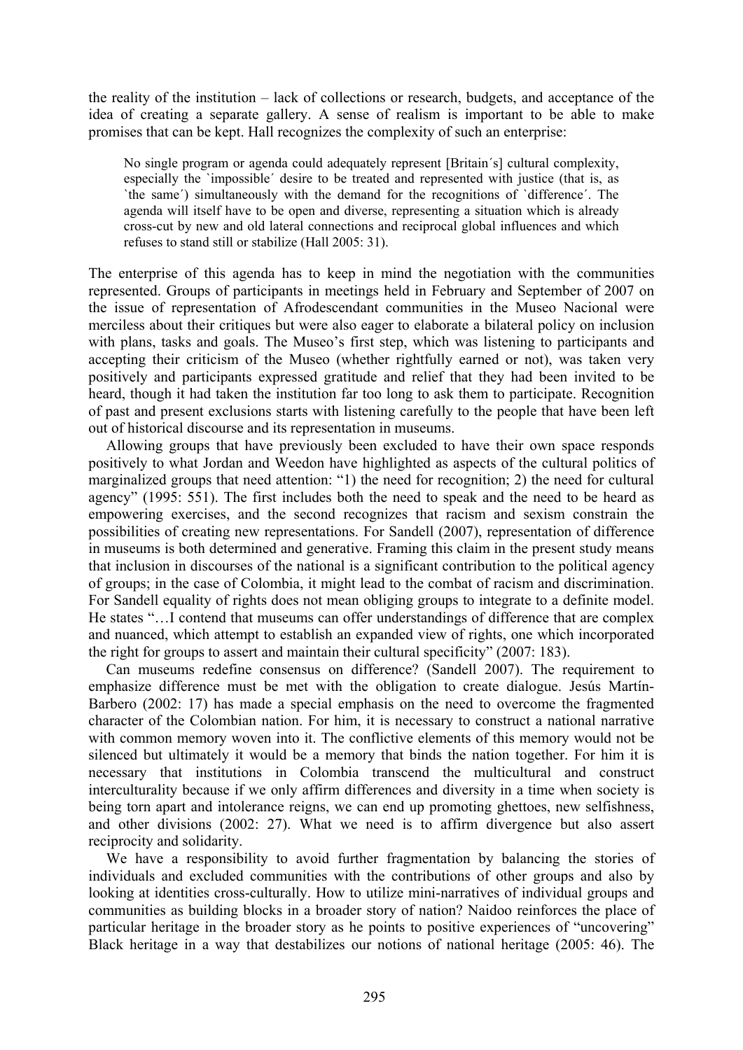the reality of the institution – lack of collections or research, budgets, and acceptance of the idea of creating a separate gallery. A sense of realism is important to be able to make promises that can be kept. Hall recognizes the complexity of such an enterprise:

> No single program or agenda could adequately represent [Britain´s] cultural complexity, especially the `impossible´ desire to be treated and represented with justice (that is, as `the same´) simultaneously with the demand for the recognitions of `difference´. The agenda will itself have to be open and diverse, representing a situation which is already cross-cut by new and old lateral connections and reciprocal global influences and which refuses to stand still or stabilize (Hall 2005: 31).

The enterprise of this agenda has to keep in mind the negotiation with the communities represented. Groups of participants in meetings held in February and September of 2007 on the issue of representation of Afrodescendant communities in the Museo Nacional were merciless about their critiques but were also eager to elaborate a bilateral policy on inclusion with plans, tasks and goals. The Museo's first step, which was listening to participants and accepting their criticism of the Museo (whether rightfully earned or not), was taken very positively and participants expressed gratitude and relief that they had been invited to be heard, though it had taken the institution far too long to ask them to participate. Recognition of past and present exclusions starts with listening carefully to the people that have been left out of historical discourse and its representation in museums.

Allowing groups that have previously been excluded to have their own space responds positively to what Jordan and Weedon have highlighted as aspects of the cultural politics of marginalized groups that need attention: "1) the need for recognition; 2) the need for cultural agency" (1995: 551). The first includes both the need to speak and the need to be heard as empowering exercises, and the second recognizes that racism and sexism constrain the possibilities of creating new representations. For Sandell (2007), representation of difference in museums is both determined and generative. Framing this claim in the present study means that inclusion in discourses of the national is a significant contribution to the political agency of groups; in the case of Colombia, it might lead to the combat of racism and discrimination. For Sandell equality of rights does not mean obliging groups to integrate to a definite model. He states "…I contend that museums can offer understandings of difference that are complex and nuanced, which attempt to establish an expanded view of rights, one which incorporated the right for groups to assert and maintain their cultural specificity" (2007: 183).

Can museums redefine consensus on difference? (Sandell 2007). The requirement to emphasize difference must be met with the obligation to create dialogue. Jesús Martín-Barbero (2002: 17) has made a special emphasis on the need to overcome the fragmented character of the Colombian nation. For him, it is necessary to construct a national narrative with common memory woven into it. The conflictive elements of this memory would not be silenced but ultimately it would be a memory that binds the nation together. For him it is necessary that institutions in Colombia transcend the multicultural and construct interculturality because if we only affirm differences and diversity in a time when society is being torn apart and intolerance reigns, we can end up promoting ghettoes, new selfishness, and other divisions (2002: 27). What we need is to affirm divergence but also assert reciprocity and solidarity.

We have a responsibility to avoid further fragmentation by balancing the stories of individuals and excluded communities with the contributions of other groups and also by looking at identities cross-culturally. How to utilize mini-narratives of individual groups and communities as building blocks in a broader story of nation? Naidoo reinforces the place of particular heritage in the broader story as he points to positive experiences of "uncovering" Black heritage in a way that destabilizes our notions of national heritage (2005: 46). The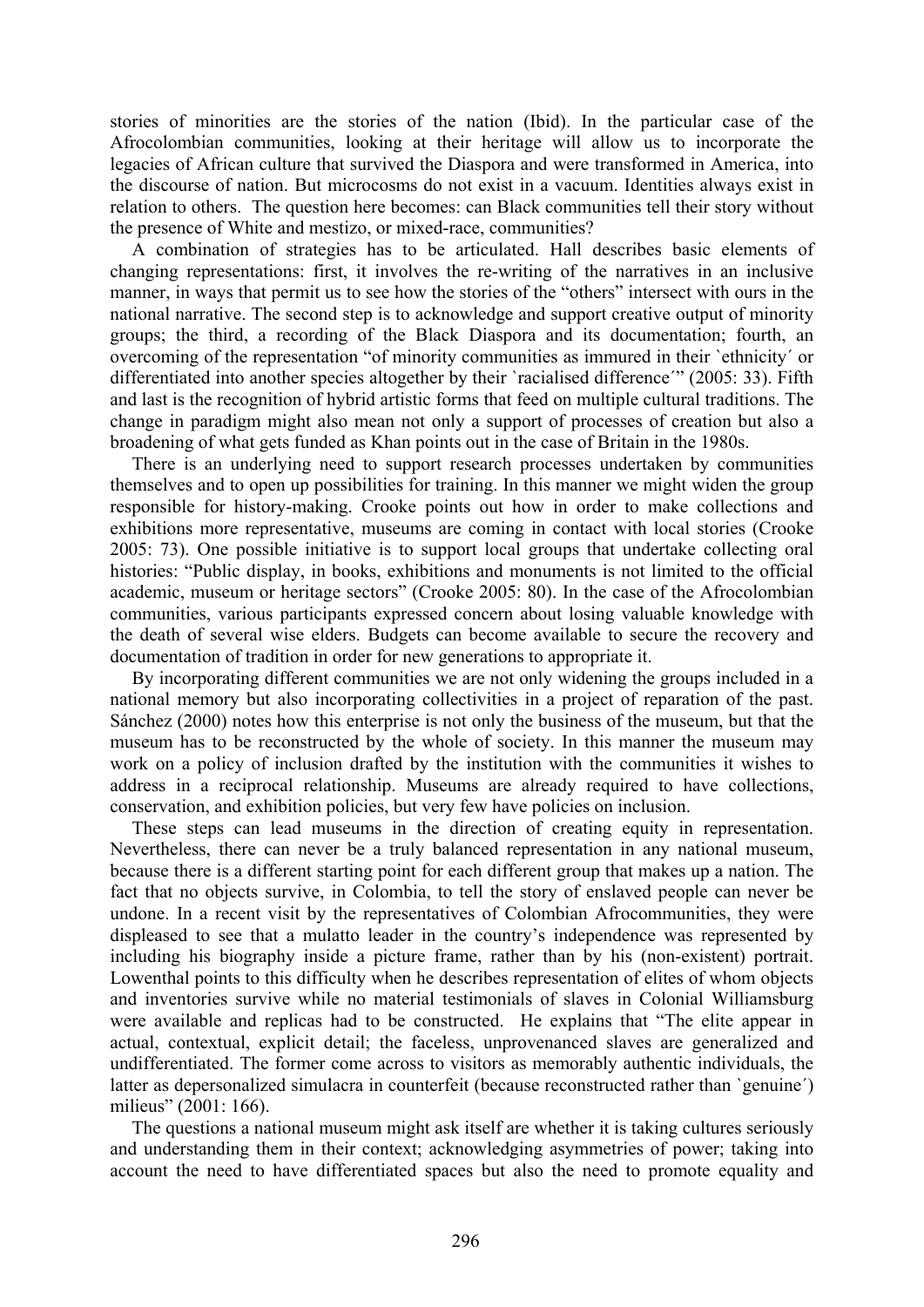stories of minorities are the stories of the nation (Ibid). In the particular case of the Afrocolombian communities, looking at their heritage will allow us to incorporate the legacies of African culture that survived the Diaspora and were transformed in America, into the discourse of nation. But microcosms do not exist in a vacuum. Identities always exist in relation to others. The question here becomes: can Black communities tell their story without the presence of White and mestizo, or mixed-race, communities?

A combination of strategies has to be articulated. Hall describes basic elements of changing representations: first, it involves the re-writing of the narratives in an inclusive manner, in ways that permit us to see how the stories of the "others" intersect with ours in the national narrative. The second step is to acknowledge and support creative output of minority groups; the third, a recording of the Black Diaspora and its documentation; fourth, an overcoming of the representation "of minority communities as immured in their \`ethnicity´ or differentiated into another species altogether by their \`racialised difference´" (2005: 33). Fifth and last is the recognition of hybrid artistic forms that feed on multiple cultural traditions. The change in paradigm might also mean not only a support of processes of creation but also a broadening of what gets funded as Khan points out in the case of Britain in the 1980s.

There is an underlying need to support research processes undertaken by communities themselves and to open up possibilities for training. In this manner we might widen the group responsible for history-making. Crooke points out how in order to make collections and exhibitions more representative, museums are coming in contact with local stories (Crooke 2005: 73). One possible initiative is to support local groups that undertake collecting oral histories: "Public display, in books, exhibitions and monuments is not limited to the official academic, museum or heritage sectors" (Crooke 2005: 80). In the case of the Afrocolombian communities, various participants expressed concern about losing valuable knowledge with the death of several wise elders. Budgets can become available to secure the recovery and documentation of tradition in order for new generations to appropriate it.

By incorporating different communities we are not only widening the groups included in a national memory but also incorporating collectivities in a project of reparation of the past. Sánchez (2000) notes how this enterprise is not only the business of the museum, but that the museum has to be reconstructed by the whole of society. In this manner the museum may work on a policy of inclusion drafted by the institution with the communities it wishes to address in a reciprocal relationship. Museums are already required to have collections, conservation, and exhibition policies, but very few have policies on inclusion.

These steps can lead museums in the direction of creating equity in representation. Nevertheless, there can never be a truly balanced representation in any national museum, because there is a different starting point for each different group that makes up a nation. The fact that no objects survive, in Colombia, to tell the story of enslaved people can never be undone. In a recent visit by the representatives of Colombian Afrocommunities, they were displeased to see that a mulatto leader in the country's independence was represented by including his biography inside a picture frame, rather than by his (non-existent) portrait. Lowenthal points to this difficulty when he describes representation of elites of whom objects and inventories survive while no material testimonials of slaves in Colonial Williamsburg were available and replicas had to be constructed. He explains that "The elite appear in actual, contextual, explicit detail; the faceless, unprovenanced slaves are generalized and undifferentiated. The former come across to visitors as memorably authentic individuals, the latter as depersonalized simulacra in counterfeit (because reconstructed rather than \`genuine´) milieus" (2001: 166).

The questions a national museum might ask itself are whether it is taking cultures seriously and understanding them in their context; acknowledging asymmetries of power; taking into account the need to have differentiated spaces but also the need to promote equality and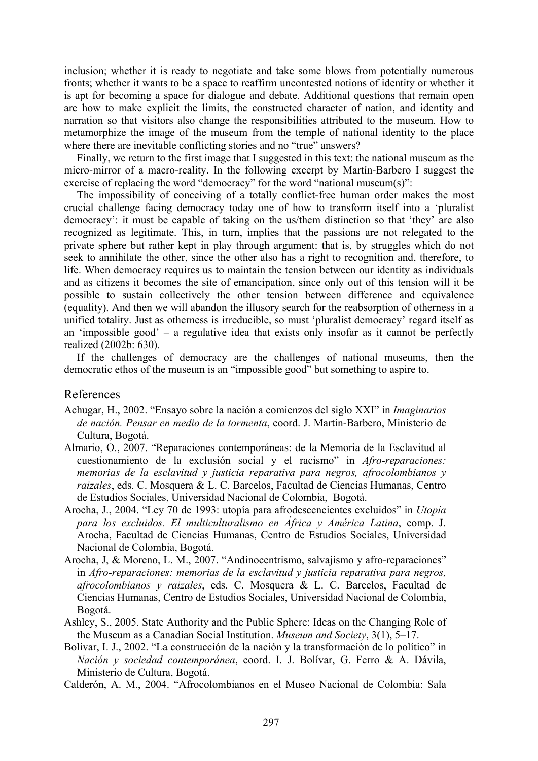inclusion; whether it is ready to negotiate and take some blows from potentially numerous fronts; whether it wants to be a space to reaffirm uncontested notions of identity or whether it is apt for becoming a space for dialogue and debate. Additional questions that remain open are how to make explicit the limits, the constructed character of nation, and identity and narration so that visitors also change the responsibilities attributed to the museum. How to metamorphize the image of the museum from the temple of national identity to the place where there are inevitable conflicting stories and no "true" answers?

Finally, we return to the first image that I suggested in this text: the national museum as the micro-mirror of a macro-reality. In the following excerpt by Martín-Barbero I suggest the exercise of replacing the word "democracy" for the word "national museum(s)":

The impossibility of conceiving of a totally conflict-free human order makes the most crucial challenge facing democracy today one of how to transform itself into a 'pluralist democracy': it must be capable of taking on the us/them distinction so that 'they' are also recognized as legitimate. This, in turn, implies that the passions are not relegated to the private sphere but rather kept in play through argument: that is, by struggles which do not seek to annihilate the other, since the other also has a right to recognition and, therefore, to life. When democracy requires us to maintain the tension between our identity as individuals and as citizens it becomes the site of emancipation, since only out of this tension will it be possible to sustain collectively the other tension between difference and equivalence (equality). And then we will abandon the illusory search for the reabsorption of otherness in a unified totality. Just as otherness is irreducible, so must 'pluralist democracy' regard itself as an 'impossible good' – a regulative idea that exists only insofar as it cannot be perfectly realized (2002b: 630).

If the challenges of democracy are the challenges of national museums, then the democratic ethos of the museum is an "impossible good" but something to aspire to.

## References

Achugar, H., 2002. "Ensayo sobre la nación a comienzos del siglo XXI" in *Imaginarios de nación. Pensar en medio de la tormenta*, coord. J. Martín-Barbero, Ministerio de Cultura, Bogotá.

Almario, O., 2007. "Reparaciones contemporáneas: de la Memoria de la Esclavitud al cuestionamiento de la exclusión social y el racismo" in *Afro-reparaciones: memorias de la esclavitud y justicia reparativa para negros, afrocolombianos y raizales*, eds. C. Mosquera & L. C. Barcelos, Facultad de Ciencias Humanas, Centro de Estudios Sociales, Universidad Nacional de Colombia, Bogotá.

Arocha, J., 2004. "Ley 70 de 1993: utopía para afrodescencientes excluidos" in *Utopía para los excluidos. El multiculturalismo en África y América Latina*, comp. J. Arocha, Facultad de Ciencias Humanas, Centro de Estudios Sociales, Universidad Nacional de Colombia, Bogotá.

Arocha, J, & Moreno, L. M., 2007. "Andinocentrismo, salvajismo y afro-reparaciones" in *Afro-reparaciones: memorias de la esclavitud y justicia reparativa para negros, afrocolombianos y raizales*, eds. C. Mosquera & L. C. Barcelos, Facultad de Ciencias Humanas, Centro de Estudios Sociales, Universidad Nacional de Colombia, Bogotá.

Ashley, S., 2005. State Authority and the Public Sphere: Ideas on the Changing Role of the Museum as a Canadian Social Institution. *Museum and Society*, 3(1), 5–17.

Bolívar, I. J., 2002. "La construcción de la nación y la transformación de lo político" in *Nación y sociedad contemporánea*, coord. I. J. Bolívar, G. Ferro & A. Dávila, Ministerio de Cultura, Bogotá.

Calderón, A. M., 2004. "Afrocolombianos en el Museo Nacional de Colombia: Sala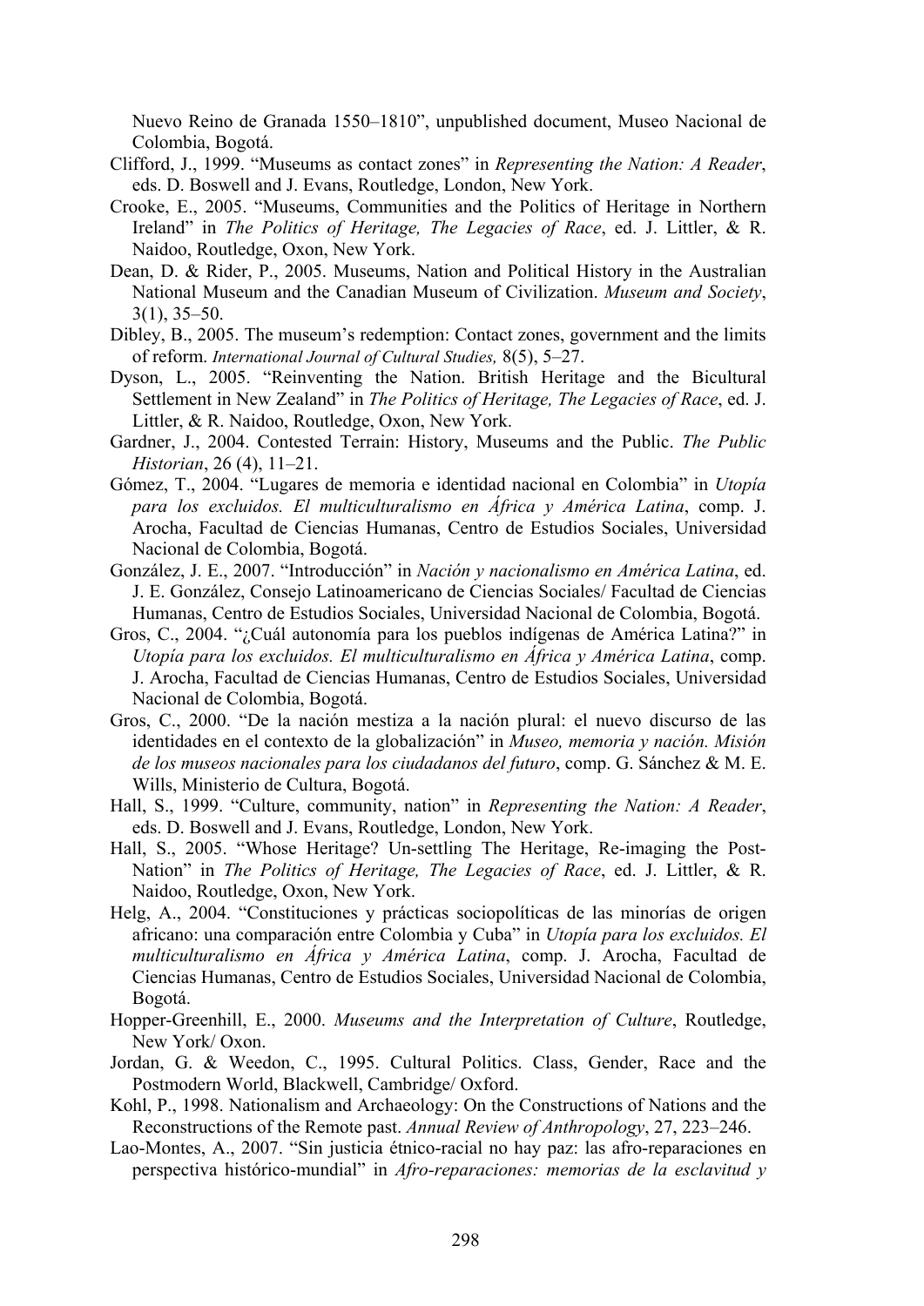Nuevo Reino de Granada 1550–1810", unpublished document, Museo Nacional de Colombia, Bogotá.

Clifford, J., 1999. "Museums as contact zones" in *Representing the Nation: A Reader*, eds. D. Boswell and J. Evans, Routledge, London, New York.

Crooke, E., 2005. "Museums, Communities and the Politics of Heritage in Northern Ireland" in *The Politics of Heritage, The Legacies of Race*, ed. J. Littler, & R. Naidoo, Routledge, Oxon, New York.

Dean, D. & Rider, P., 2005. Museums, Nation and Political History in the Australian National Museum and the Canadian Museum of Civilization. *Museum and Society*, 3(1), 35–50.

Dibley, B., 2005. The museum's redemption: Contact zones, government and the limits of reform. *International Journal of Cultural Studies,* 8(5), 5–27.

Dyson, L., 2005. "Reinventing the Nation. British Heritage and the Bicultural Settlement in New Zealand" in *The Politics of Heritage, The Legacies of Race*, ed. J. Littler, & R. Naidoo, Routledge, Oxon, New York.

Gardner, J., 2004. Contested Terrain: History, Museums and the Public. *The Public Historian*, 26 (4), 11–21.

Gómez, T., 2004. "Lugares de memoria e identidad nacional en Colombia" in *Utopía para los excluidos. El multiculturalismo en África y América Latina*, comp. J. Arocha, Facultad de Ciencias Humanas, Centro de Estudios Sociales, Universidad Nacional de Colombia, Bogotá.

González, J. E., 2007. "Introducción" in *Nación y nacionalismo en América Latina*, ed. J. E. González, Consejo Latinoamericano de Ciencias Sociales/ Facultad de Ciencias Humanas, Centro de Estudios Sociales, Universidad Nacional de Colombia, Bogotá.

Gros, C., 2004. "¿Cuál autonomía para los pueblos indígenas de América Latina?" in *Utopía para los excluidos. El multiculturalismo en África y América Latina*, comp. J. Arocha, Facultad de Ciencias Humanas, Centro de Estudios Sociales, Universidad Nacional de Colombia, Bogotá.

Gros, C., 2000. "De la nación mestiza a la nación plural: el nuevo discurso de las identidades en el contexto de la globalización" in *Museo, memoria y nación. Misión de los museos nacionales para los ciudadanos del futuro*, comp. G. Sánchez & M. E. Wills, Ministerio de Cultura, Bogotá.

Hall, S., 1999. "Culture, community, nation" in *Representing the Nation: A Reader*, eds. D. Boswell and J. Evans, Routledge, London, New York.

Hall, S., 2005. "Whose Heritage? Un-settling The Heritage, Re-imaging the Post-Nation" in *The Politics of Heritage, The Legacies of Race*, ed. J. Littler, & R. Naidoo, Routledge, Oxon, New York.

Helg, A., 2004. "Constituciones y prácticas sociopolíticas de las minorías de origen africano: una comparación entre Colombia y Cuba" in *Utopía para los excluidos. El multiculturalismo en África y América Latina*, comp. J. Arocha, Facultad de Ciencias Humanas, Centro de Estudios Sociales, Universidad Nacional de Colombia, Bogotá.

Hopper-Greenhill, E., 2000. *Museums and the Interpretation of Culture*, Routledge, New York/ Oxon.

Jordan, G. & Weedon, C., 1995. Cultural Politics. Class, Gender, Race and the Postmodern World, Blackwell, Cambridge/ Oxford.

Kohl, P., 1998. Nationalism and Archaeology: On the Constructions of Nations and the Reconstructions of the Remote past. *Annual Review of Anthropology*, 27, 223–246.

Lao-Montes, A., 2007. "Sin justicia étnico-racial no hay paz: las afro-reparaciones en perspectiva histórico-mundial" in *Afro-reparaciones: memorias de la esclavitud y*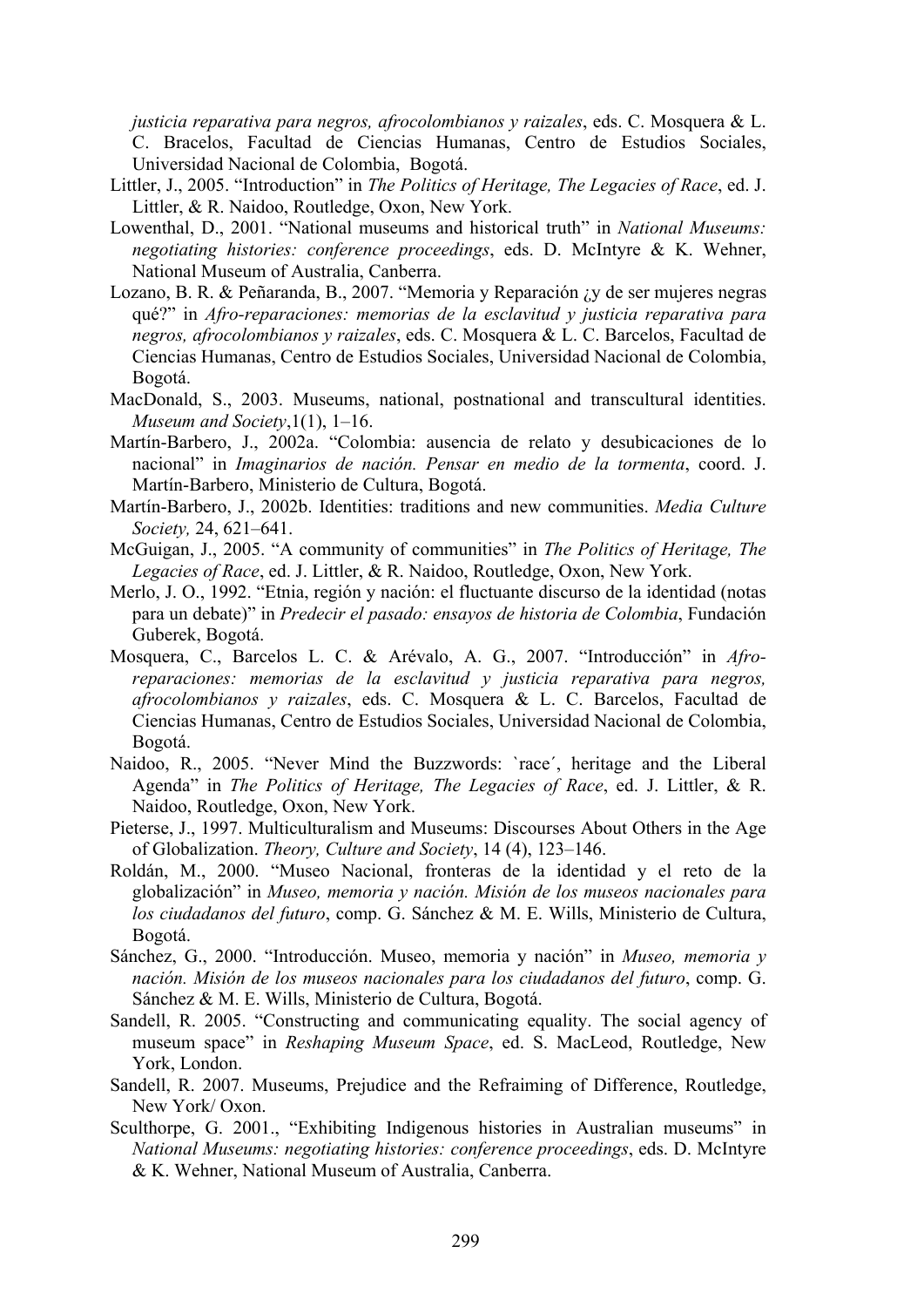*justicia reparativa para negros, afrocolombianos y raizales*, eds. C. Mosquera & L. C. Bracelos, Facultad de Ciencias Humanas, Centro de Estudios Sociales, Universidad Nacional de Colombia, Bogotá.

Littler, J., 2005. "Introduction" in *The Politics of Heritage, The Legacies of Race*, ed. J. Littler, & R. Naidoo, Routledge, Oxon, New York.

Lowenthal, D., 2001. "National museums and historical truth" in *National Museums: negotiating histories: conference proceedings*, eds. D. McIntyre & K. Wehner, National Museum of Australia, Canberra.

Lozano, B. R. & Peñaranda, B., 2007. "Memoria y Reparación ¿y de ser mujeres negras qué?" in *Afro-reparaciones: memorias de la esclavitud y justicia reparativa para negros, afrocolombianos y raizales*, eds. C. Mosquera & L. C. Barcelos, Facultad de Ciencias Humanas, Centro de Estudios Sociales, Universidad Nacional de Colombia, Bogotá.

MacDonald, S., 2003. Museums, national, postnational and transcultural identities. *Museum and Society*,1(1), 1–16.

Martín-Barbero, J., 2002a. "Colombia: ausencia de relato y desubicaciones de lo nacional" in *Imaginarios de nación. Pensar en medio de la tormenta*, coord. J. Martín-Barbero, Ministerio de Cultura, Bogotá.

Martín-Barbero, J., 2002b. Identities: traditions and new communities. *Media Culture Society,* 24, 621–641.

McGuigan, J., 2005. "A community of communities" in *The Politics of Heritage, The Legacies of Race*, ed. J. Littler, & R. Naidoo, Routledge, Oxon, New York.

Merlo, J. O., 1992. "Etnia, región y nación: el fluctuante discurso de la identidad (notas para un debate)" in *Predecir el pasado: ensayos de historia de Colombia*, Fundación Guberek, Bogotá.

Mosquera, C., Barcelos L. C. & Arévalo, A. G., 2007. "Introducción" in *Afro-reparaciones: memorias de la esclavitud y justicia reparativa para negros, afrocolombianos y raizales*, eds. C. Mosquera & L. C. Barcelos, Facultad de Ciencias Humanas, Centro de Estudios Sociales, Universidad Nacional de Colombia, Bogotá.

Naidoo, R., 2005. "Never Mind the Buzzwords: `race´, heritage and the Liberal Agenda" in *The Politics of Heritage, The Legacies of Race*, ed. J. Littler, & R. Naidoo, Routledge, Oxon, New York.

Pieterse, J., 1997. Multiculturalism and Museums: Discourses About Others in the Age of Globalization. *Theory, Culture and Society*, 14 (4), 123–146.

Roldán, M., 2000. "Museo Nacional, fronteras de la identidad y el reto de la globalización" in *Museo, memoria y nación. Misión de los museos nacionales para los ciudadanos del futuro*, comp. G. Sánchez & M. E. Wills, Ministerio de Cultura, Bogotá.

Sánchez, G., 2000. "Introducción. Museo, memoria y nación" in *Museo, memoria y nación. Misión de los museos nacionales para los ciudadanos del futuro*, comp. G. Sánchez & M. E. Wills, Ministerio de Cultura, Bogotá.

Sandell, R. 2005. "Constructing and communicating equality. The social agency of museum space" in *Reshaping Museum Space*, ed. S. MacLeod, Routledge, New York, London.

Sandell, R. 2007. Museums, Prejudice and the Refraiming of Difference, Routledge, New York/ Oxon.

Sculthorpe, G. 2001., "Exhibiting Indigenous histories in Australian museums" in *National Museums: negotiating histories: conference proceedings*, eds. D. McIntyre & K. Wehner, National Museum of Australia, Canberra.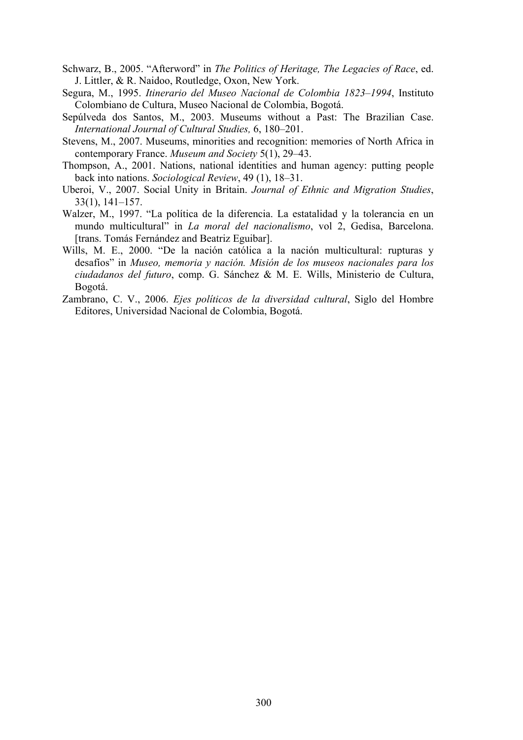Schwarz, B., 2005. "Afterword" in *The Politics of Heritage, The Legacies of Race*, ed. J. Littler, & R. Naidoo, Routledge, Oxon, New York.

Segura, M., 1995. *Itinerario del Museo Nacional de Colombia 1823–1994*, Instituto Colombiano de Cultura, Museo Nacional de Colombia, Bogotá.

Sepúlveda dos Santos, M., 2003. Museums without a Past: The Brazilian Case. *International Journal of Cultural Studies,* 6, 180–201.

Stevens, M., 2007. Museums, minorities and recognition: memories of North Africa in contemporary France. *Museum and Society* 5(1), 29–43.

Thompson, A., 2001. Nations, national identities and human agency: putting people back into nations. *Sociological Review*, 49 (1), 18–31.

Uberoi, V., 2007. Social Unity in Britain. *Journal of Ethnic and Migration Studies*, 33(1), 141–157.

Walzer, M., 1997. "La política de la diferencia. La estatalidad y la tolerancia en un mundo multicultural" in *La moral del nacionalismo*, vol 2, Gedisa, Barcelona. [trans. Tomás Fernández and Beatriz Eguibar].

Wills, M. E., 2000. "De la nación católica a la nación multicultural: rupturas y desafíos" in *Museo, memoria y nación. Misión de los museos nacionales para los ciudadanos del futuro*, comp. G. Sánchez & M. E. Wills, Ministerio de Cultura, Bogotá.

Zambrano, C. V., 2006. *Ejes políticos de la diversidad cultural*, Siglo del Hombre Editores, Universidad Nacional de Colombia, Bogotá.